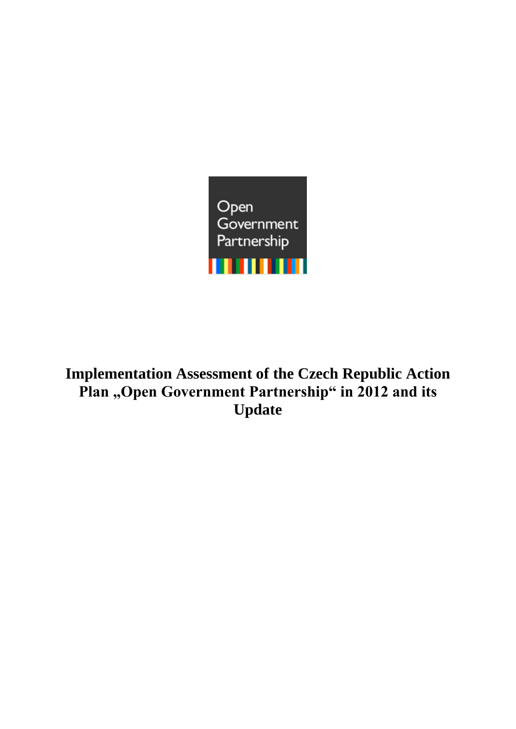# Implementation Assessment of the Czech Republic Action Plan „Open Government Partnership“ in 2012 and its Update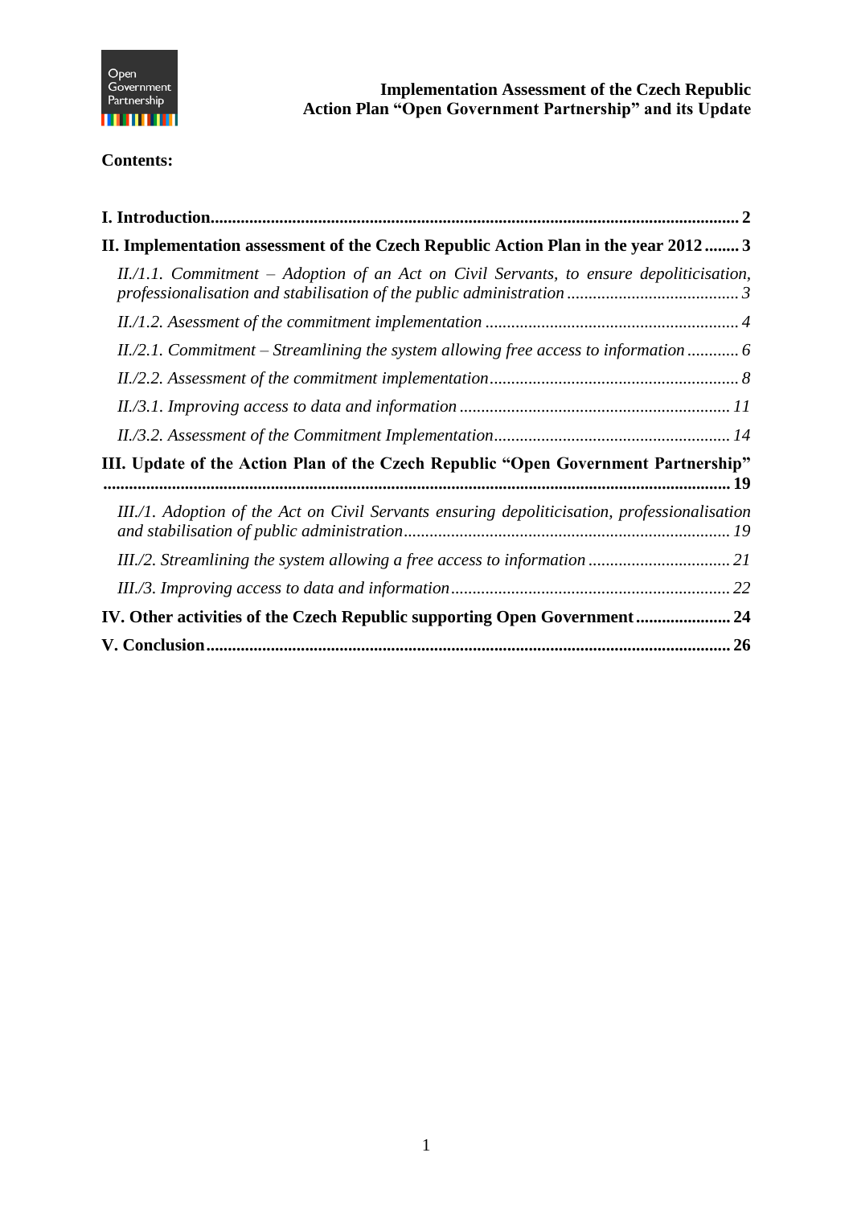**Contents:**

**I. Introduction** .......... **2**

**II. Implementation assessment of the Czech Republic Action Plan in the year 2012** .......... **3**

*II./1.1. Commitment – Adoption of an Act on Civil Servants, to ensure depoliticisation, professionalisation and stabilisation of the public administration* .......... *3*

*II./1.2. Asessment of the commitment implementation* .......... *4*

*II./2.1. Commitment – Streamlining the system allowing free access to information* .......... *6*

*II./2.2. Assessment of the commitment implementation* .......... *8*

*II./3.1. Improving access to data and information* .......... *11*

*II./3.2. Assessment of the Commitment Implementation* .......... *14*

**III. Update of the Action Plan of the Czech Republic "Open Government Partnership"** .......... **19**

*III./1. Adoption of the Act on Civil Servants ensuring depoliticisation, professionalisation and stabilisation of public administration* .......... *19*

*III./2. Streamlining the system allowing a free access to information* .......... *21*

*III./3. Improving access to data and information* .......... *22*

**IV. Other activities of the Czech Republic supporting Open Government** .......... **24**

**V. Conclusion** .......... **26**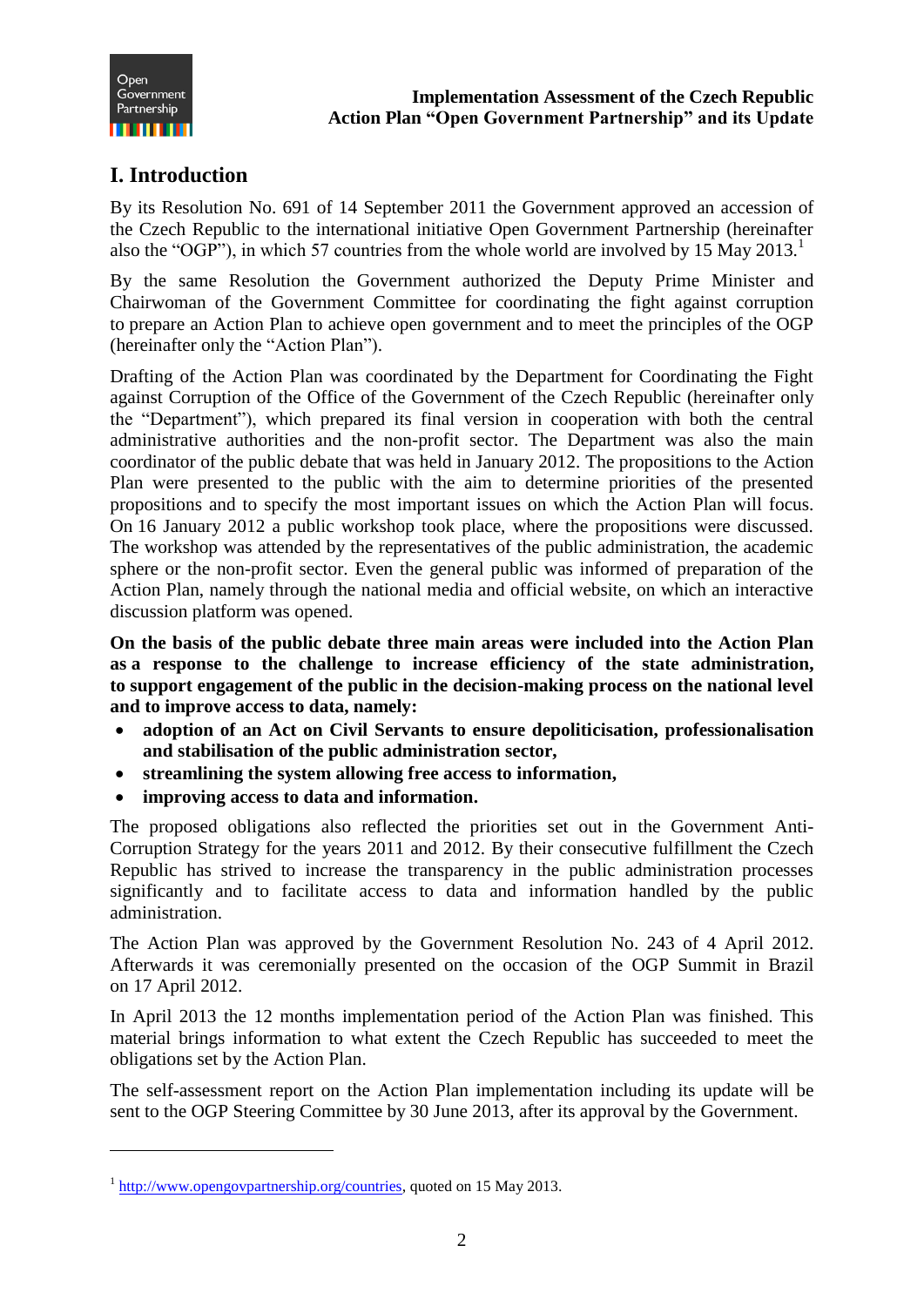# I. Introduction

By its Resolution No. 691 of 14 September 2011 the Government approved an accession of the Czech Republic to the international initiative Open Government Partnership (hereinafter also the "OGP"), in which 57 countries from the whole world are involved by 15 May 2013.[1]

By the same Resolution the Government authorized the Deputy Prime Minister and Chairwoman of the Government Committee for coordinating the fight against corruption to prepare an Action Plan to achieve open government and to meet the principles of the OGP (hereinafter only the "Action Plan").

Drafting of the Action Plan was coordinated by the Department for Coordinating the Fight against Corruption of the Office of the Government of the Czech Republic (hereinafter only the "Department"), which prepared its final version in cooperation with both the central administrative authorities and the non-profit sector. The Department was also the main coordinator of the public debate that was held in January 2012. The propositions to the Action Plan were presented to the public with the aim to determine priorities of the presented propositions and to specify the most important issues on which the Action Plan will focus. On 16 January 2012 a public workshop took place, where the propositions were discussed. The workshop was attended by the representatives of the public administration, the academic sphere or the non-profit sector. Even the general public was informed of preparation of the Action Plan, namely through the national media and official website, on which an interactive discussion platform was opened.

**On the basis of the public debate three main areas were included into the Action Plan as a response to the challenge to increase efficiency of the state administration, to support engagement of the public in the decision-making process on the national level and to improve access to data, namely:**

- **adoption of an Act on Civil Servants to ensure depoliticisation, professionalisation and stabilisation of the public administration sector,**
- **streamlining the system allowing free access to information,**
- **improving access to data and information.**

The proposed obligations also reflected the priorities set out in the Government Anti-Corruption Strategy for the years 2011 and 2012. By their consecutive fulfillment the Czech Republic has strived to increase the transparency in the public administration processes significantly and to facilitate access to data and information handled by the public administration.

The Action Plan was approved by the Government Resolution No. 243 of 4 April 2012. Afterwards it was ceremonially presented on the occasion of the OGP Summit in Brazil on 17 April 2012.

In April 2013 the 12 months implementation period of the Action Plan was finished. This material brings information to what extent the Czech Republic has succeeded to meet the obligations set by the Action Plan.

The self-assessment report on the Action Plan implementation including its update will be sent to the OGP Steering Committee by 30 June 2013, after its approval by the Government.

---

[1] http://www.opengovpartnership.org/countries, quoted on 15 May 2013.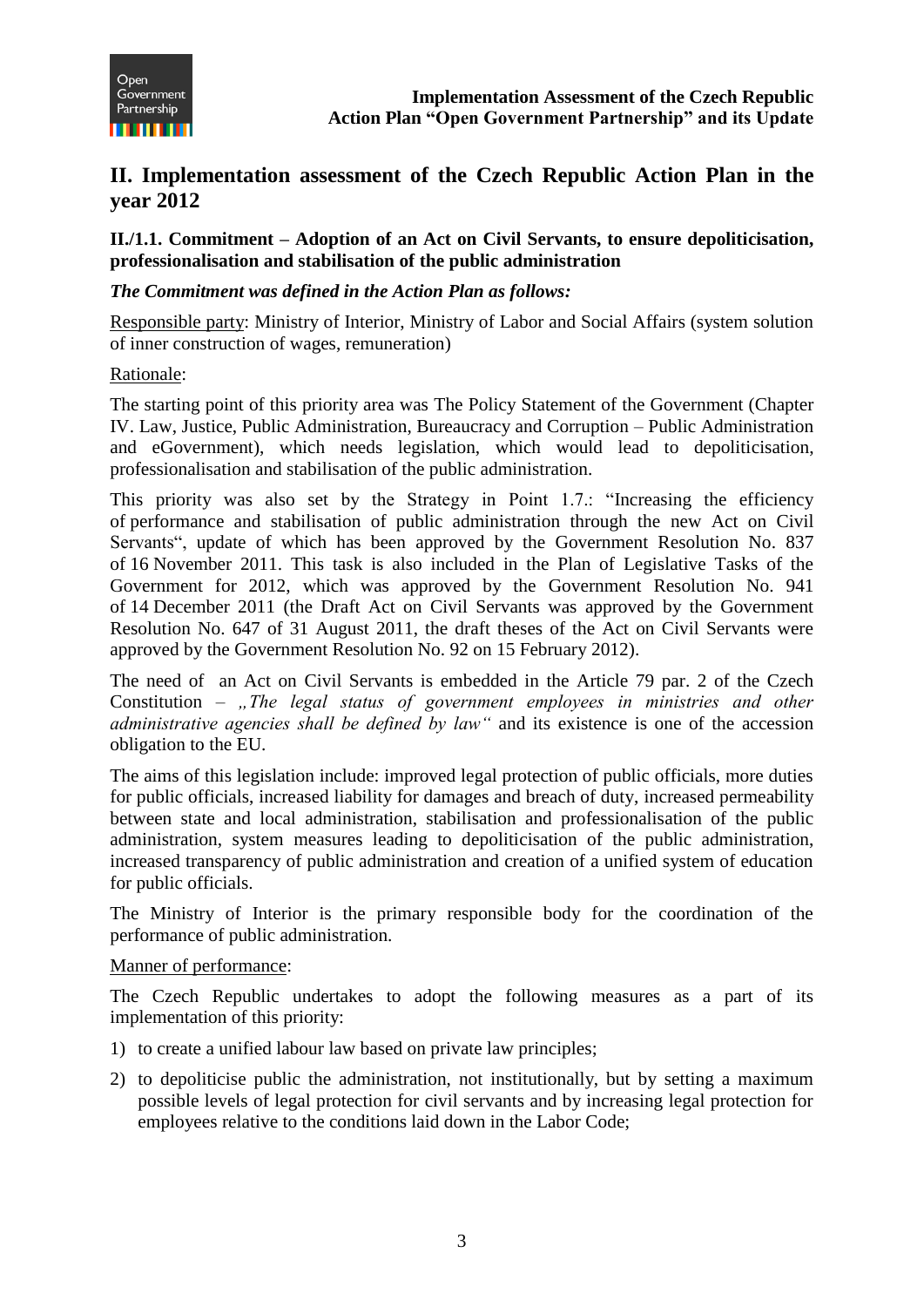## II. Implementation assessment of the Czech Republic Action Plan in the year 2012

### II./1.1. Commitment – Adoption of an Act on Civil Servants, to ensure depoliticisation, professionalisation and stabilisation of the public administration

***The Commitment was defined in the Action Plan as follows:***

Responsible party: Ministry of Interior, Ministry of Labor and Social Affairs (system solution of inner construction of wages, remuneration)

Rationale:

The starting point of this priority area was The Policy Statement of the Government (Chapter IV. Law, Justice, Public Administration, Bureaucracy and Corruption – Public Administration and eGovernment), which needs legislation, which would lead to depoliticisation, professionalisation and stabilisation of the public administration.

This priority was also set by the Strategy in Point 1.7.: "Increasing the efficiency of performance and stabilisation of public administration through the new Act on Civil Servants", update of which has been approved by the Government Resolution No. 837 of 16 November 2011. This task is also included in the Plan of Legislative Tasks of the Government for 2012, which was approved by the Government Resolution No. 941 of 14 December 2011 (the Draft Act on Civil Servants was approved by the Government Resolution No. 647 of 31 August 2011, the draft theses of the Act on Civil Servants were approved by the Government Resolution No. 92 on 15 February 2012).

The need of an Act on Civil Servants is embedded in the Article 79 par. 2 of the Czech Constitution – *„The legal status of government employees in ministries and other administrative agencies shall be defined by law"* and its existence is one of the accession obligation to the EU.

The aims of this legislation include: improved legal protection of public officials, more duties for public officials, increased liability for damages and breach of duty, increased permeability between state and local administration, stabilisation and professionalisation of the public administration, system measures leading to depoliticisation of the public administration, increased transparency of public administration and creation of a unified system of education for public officials.

The Ministry of Interior is the primary responsible body for the coordination of the performance of public administration.

Manner of performance:

The Czech Republic undertakes to adopt the following measures as a part of its implementation of this priority:

1) to create a unified labour law based on private law principles;
2) to depoliticise public the administration, not institutionally, but by setting a maximum possible levels of legal protection for civil servants and by increasing legal protection for employees relative to the conditions laid down in the Labor Code;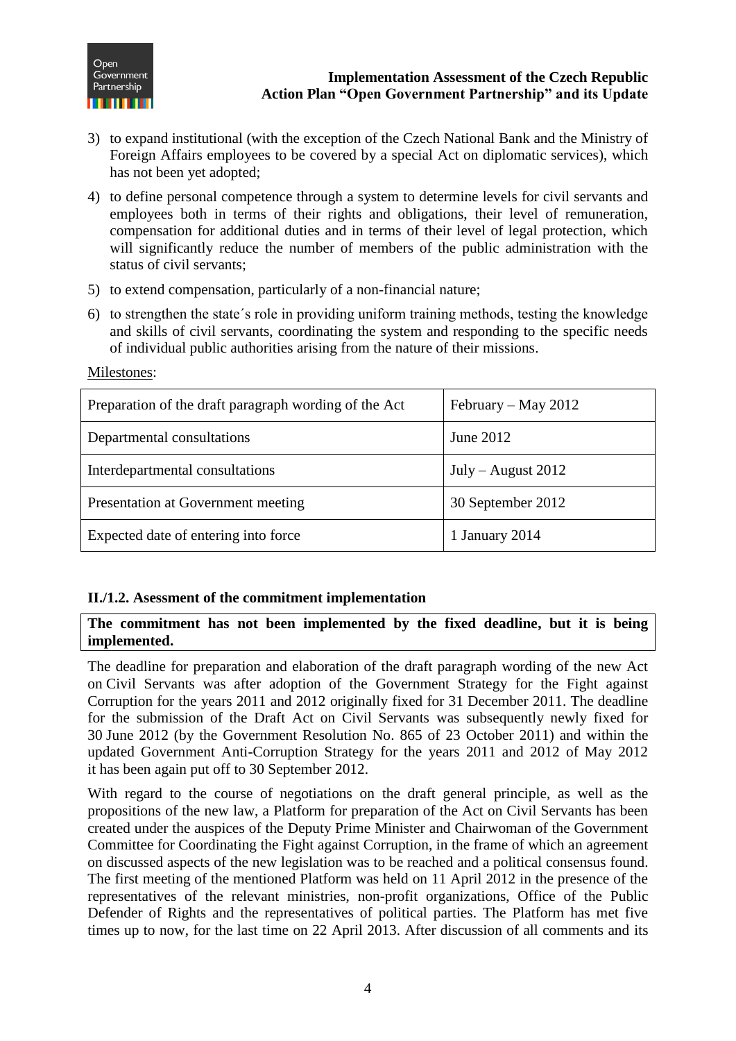3) to expand institutional (with the exception of the Czech National Bank and the Ministry of Foreign Affairs employees to be covered by a special Act on diplomatic services), which has not been yet adopted;

4) to define personal competence through a system to determine levels for civil servants and employees both in terms of their rights and obligations, their level of remuneration, compensation for additional duties and in terms of their level of legal protection, which will significantly reduce the number of members of the public administration with the status of civil servants;

5) to extend compensation, particularly of a non-financial nature;

6) to strengthen the state´s role in providing uniform training methods, testing the knowledge and skills of civil servants, coordinating the system and responding to the specific needs of individual public authorities arising from the nature of their missions.

Milestones:

| Preparation of the draft paragraph wording of the Act | February – May 2012 |
|---|---|
| Departmental consultations | June 2012 |
| Interdepartmental consultations | July – August 2012 |
| Presentation at Government meeting | 30 September 2012 |
| Expected date of entering into force | 1 January 2014 |

### II./1.2. Asessment of the commitment implementation

**The commitment has not been implemented by the fixed deadline, but it is being implemented.**

The deadline for preparation and elaboration of the draft paragraph wording of the new Act on Civil Servants was after adoption of the Government Strategy for the Fight against Corruption for the years 2011 and 2012 originally fixed for 31 December 2011. The deadline for the submission of the Draft Act on Civil Servants was subsequently newly fixed for 30 June 2012 (by the Government Resolution No. 865 of 23 October 2011) and within the updated Government Anti-Corruption Strategy for the years 2011 and 2012 of May 2012 it has been again put off to 30 September 2012.

With regard to the course of negotiations on the draft general principle, as well as the propositions of the new law, a Platform for preparation of the Act on Civil Servants has been created under the auspices of the Deputy Prime Minister and Chairwoman of the Government Committee for Coordinating the Fight against Corruption, in the frame of which an agreement on discussed aspects of the new legislation was to be reached and a political consensus found. The first meeting of the mentioned Platform was held on 11 April 2012 in the presence of the representatives of the relevant ministries, non-profit organizations, Office of the Public Defender of Rights and the representatives of political parties. The Platform has met five times up to now, for the last time on 22 April 2013. After discussion of all comments and its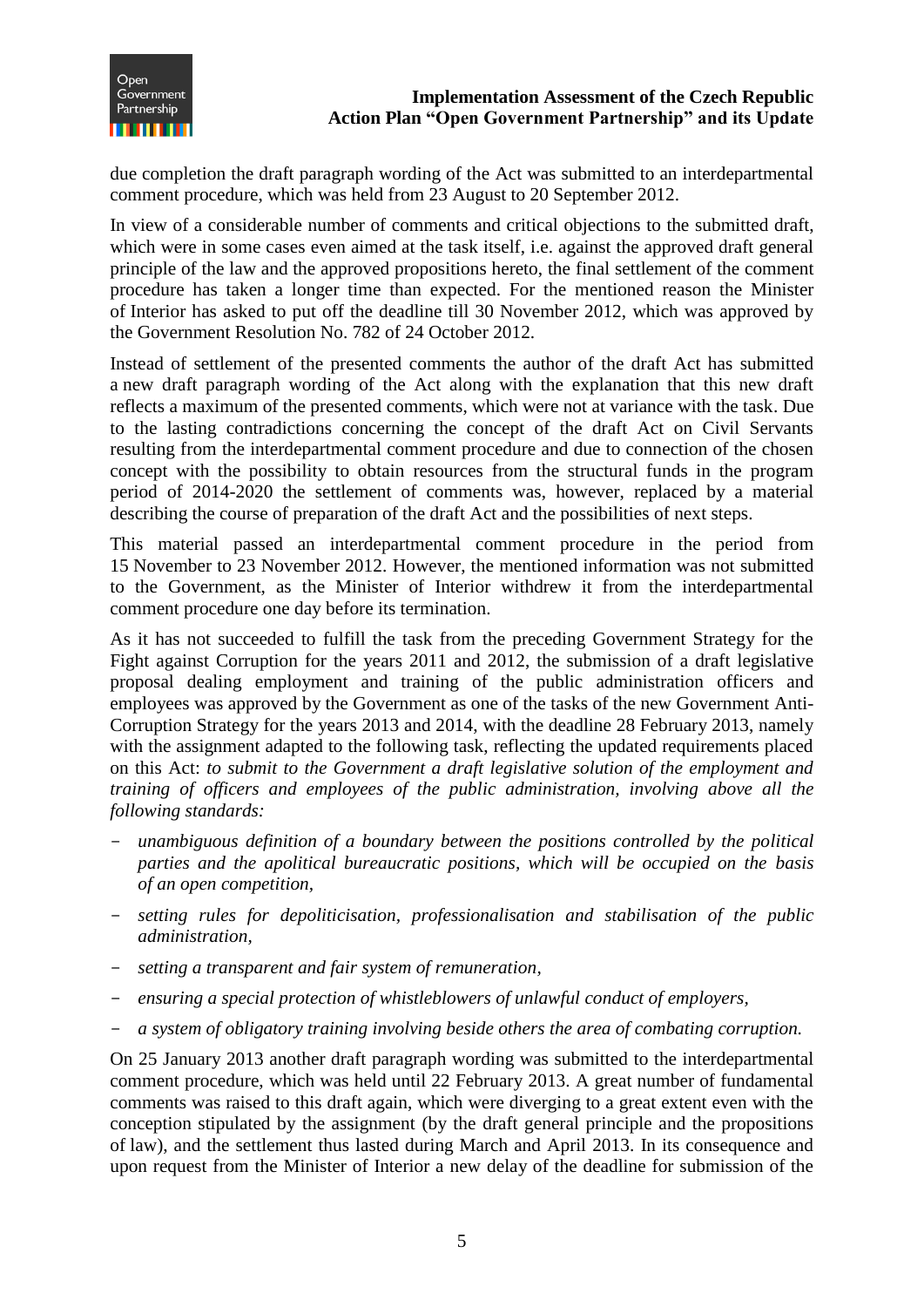due completion the draft paragraph wording of the Act was submitted to an interdepartmental comment procedure, which was held from 23 August to 20 September 2012.

In view of a considerable number of comments and critical objections to the submitted draft, which were in some cases even aimed at the task itself, i.e. against the approved draft general principle of the law and the approved propositions hereto, the final settlement of the comment procedure has taken a longer time than expected. For the mentioned reason the Minister of Interior has asked to put off the deadline till 30 November 2012, which was approved by the Government Resolution No. 782 of 24 October 2012.

Instead of settlement of the presented comments the author of the draft Act has submitted a new draft paragraph wording of the Act along with the explanation that this new draft reflects a maximum of the presented comments, which were not at variance with the task. Due to the lasting contradictions concerning the concept of the draft Act on Civil Servants resulting from the interdepartmental comment procedure and due to connection of the chosen concept with the possibility to obtain resources from the structural funds in the program period of 2014-2020 the settlement of comments was, however, replaced by a material describing the course of preparation of the draft Act and the possibilities of next steps.

This material passed an interdepartmental comment procedure in the period from 15 November to 23 November 2012. However, the mentioned information was not submitted to the Government, as the Minister of Interior withdrew it from the interdepartmental comment procedure one day before its termination.

As it has not succeeded to fulfill the task from the preceding Government Strategy for the Fight against Corruption for the years 2011 and 2012, the submission of a draft legislative proposal dealing employment and training of the public administration officers and employees was approved by the Government as one of the tasks of the new Government Anti-Corruption Strategy for the years 2013 and 2014, with the deadline 28 February 2013, namely with the assignment adapted to the following task, reflecting the updated requirements placed on this Act: *to submit to the Government a draft legislative solution of the employment and training of officers and employees of the public administration, involving above all the following standards:*

- *unambiguous definition of a boundary between the positions controlled by the political parties and the apolitical bureaucratic positions, which will be occupied on the basis of an open competition,*
- *setting rules for depoliticisation, professionalisation and stabilisation of the public administration,*
- *setting a transparent and fair system of remuneration,*
- *ensuring a special protection of whistleblowers of unlawful conduct of employers,*
- *a system of obligatory training involving beside others the area of combating corruption.*

On 25 January 2013 another draft paragraph wording was submitted to the interdepartmental comment procedure, which was held until 22 February 2013. A great number of fundamental comments was raised to this draft again, which were diverging to a great extent even with the conception stipulated by the assignment (by the draft general principle and the propositions of law), and the settlement thus lasted during March and April 2013. In its consequence and upon request from the Minister of Interior a new delay of the deadline for submission of the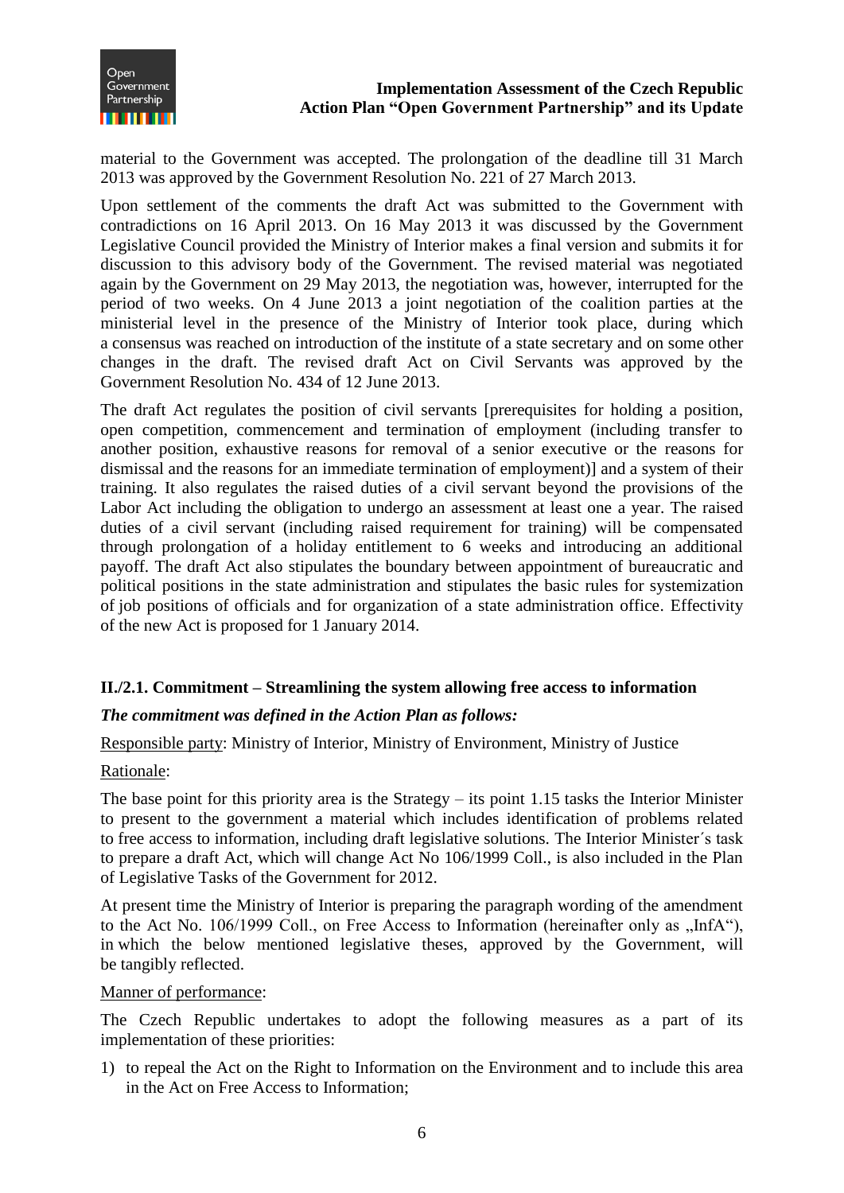material to the Government was accepted. The prolongation of the deadline till 31 March 2013 was approved by the Government Resolution No. 221 of 27 March 2013.

Upon settlement of the comments the draft Act was submitted to the Government with contradictions on 16 April 2013. On 16 May 2013 it was discussed by the Government Legislative Council provided the Ministry of Interior makes a final version and submits it for discussion to this advisory body of the Government. The revised material was negotiated again by the Government on 29 May 2013, the negotiation was, however, interrupted for the period of two weeks. On 4 June 2013 a joint negotiation of the coalition parties at the ministerial level in the presence of the Ministry of Interior took place, during which a consensus was reached on introduction of the institute of a state secretary and on some other changes in the draft. The revised draft Act on Civil Servants was approved by the Government Resolution No. 434 of 12 June 2013.

The draft Act regulates the position of civil servants [prerequisites for holding a position, open competition, commencement and termination of employment (including transfer to another position, exhaustive reasons for removal of a senior executive or the reasons for dismissal and the reasons for an immediate termination of employment)] and a system of their training. It also regulates the raised duties of a civil servant beyond the provisions of the Labor Act including the obligation to undergo an assessment at least one a year. The raised duties of a civil servant (including raised requirement for training) will be compensated through prolongation of a holiday entitlement to 6 weeks and introducing an additional payoff. The draft Act also stipulates the boundary between appointment of bureaucratic and political positions in the state administration and stipulates the basic rules for systemization of job positions of officials and for organization of a state administration office. Effectivity of the new Act is proposed for 1 January 2014.

### II./2.1. Commitment – Streamlining the system allowing free access to information

***The commitment was defined in the Action Plan as follows:***

Responsible party: Ministry of Interior, Ministry of Environment, Ministry of Justice

Rationale:

The base point for this priority area is the Strategy – its point 1.15 tasks the Interior Minister to present to the government a material which includes identification of problems related to free access to information, including draft legislative solutions. The Interior Minister´s task to prepare a draft Act, which will change Act No 106/1999 Coll., is also included in the Plan of Legislative Tasks of the Government for 2012.

At present time the Ministry of Interior is preparing the paragraph wording of the amendment to the Act No. 106/1999 Coll., on Free Access to Information (hereinafter only as „InfA“), in which the below mentioned legislative theses, approved by the Government, will be tangibly reflected.

Manner of performance:

The Czech Republic undertakes to adopt the following measures as a part of its implementation of these priorities:

1) to repeal the Act on the Right to Information on the Environment and to include this area in the Act on Free Access to Information;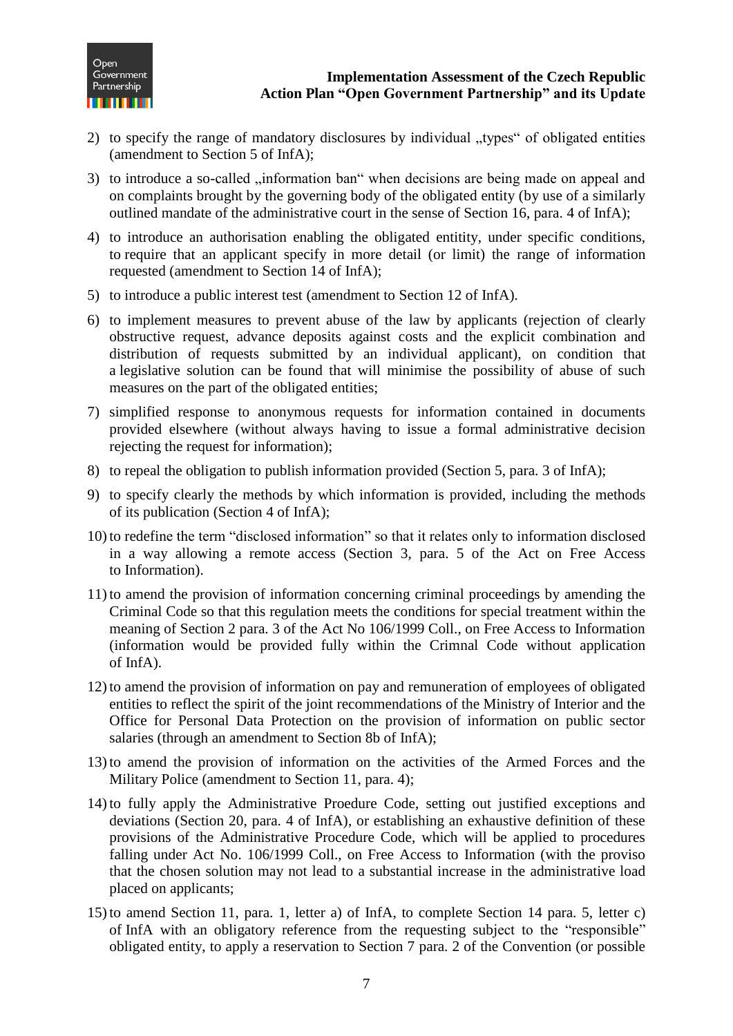2) to specify the range of mandatory disclosures by individual „types" of obligated entities (amendment to Section 5 of InfA);

3) to introduce a so-called „information ban" when decisions are being made on appeal and on complaints brought by the governing body of the obligated entity (by use of a similarly outlined mandate of the administrative court in the sense of Section 16, para. 4 of InfA);

4) to introduce an authorisation enabling the obligated entitity, under specific conditions, to require that an applicant specify in more detail (or limit) the range of information requested (amendment to Section 14 of InfA);

5) to introduce a public interest test (amendment to Section 12 of InfA).

6) to implement measures to prevent abuse of the law by applicants (rejection of clearly obstructive request, advance deposits against costs and the explicit combination and distribution of requests submitted by an individual applicant), on condition that a legislative solution can be found that will minimise the possibility of abuse of such measures on the part of the obligated entities;

7) simplified response to anonymous requests for information contained in documents provided elsewhere (without always having to issue a formal administrative decision rejecting the request for information);

8) to repeal the obligation to publish information provided (Section 5, para. 3 of InfA);

9) to specify clearly the methods by which information is provided, including the methods of its publication (Section 4 of InfA);

10) to redefine the term "disclosed information" so that it relates only to information disclosed in a way allowing a remote access (Section 3, para. 5 of the Act on Free Access to Information).

11) to amend the provision of information concerning criminal proceedings by amending the Criminal Code so that this regulation meets the conditions for special treatment within the meaning of Section 2 para. 3 of the Act No 106/1999 Coll., on Free Access to Information (information would be provided fully within the Crimnal Code without application of InfA).

12) to amend the provision of information on pay and remuneration of employees of obligated entities to reflect the spirit of the joint recommendations of the Ministry of Interior and the Office for Personal Data Protection on the provision of information on public sector salaries (through an amendment to Section 8b of InfA);

13) to amend the provision of information on the activities of the Armed Forces and the Military Police (amendment to Section 11, para. 4);

14) to fully apply the Administrative Proedure Code, setting out justified exceptions and deviations (Section 20, para. 4 of InfA), or establishing an exhaustive definition of these provisions of the Administrative Procedure Code, which will be applied to procedures falling under Act No. 106/1999 Coll., on Free Access to Information (with the proviso that the chosen solution may not lead to a substantial increase in the administrative load placed on applicants;

15) to amend Section 11, para. 1, letter a) of InfA, to complete Section 14 para. 5, letter c) of InfA with an obligatory reference from the requesting subject to the "responsible" obligated entity, to apply a reservation to Section 7 para. 2 of the Convention (or possible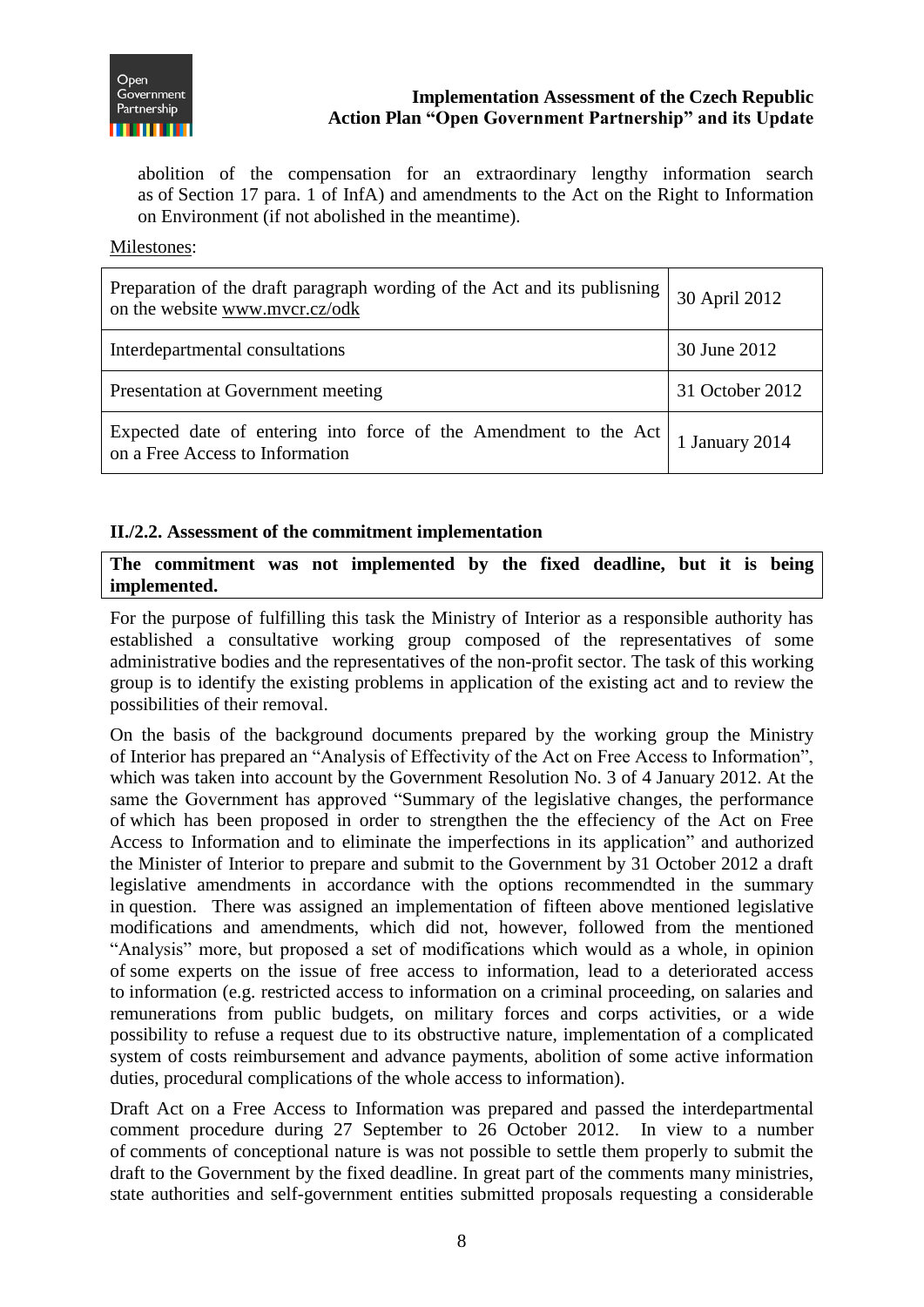abolition of the compensation for an extraordinary lengthy information search as of Section 17 para. 1 of InfA) and amendments to the Act on the Right to Information on Environment (if not abolished in the meantime).

Milestones:

| | |
|---|---|
| Preparation of the draft paragraph wording of the Act and its publisning on the website www.mvcr.cz/odk | 30 April 2012 |
| Interdepartmental consultations | 30 June 2012 |
| Presentation at Government meeting | 31 October 2012 |
| Expected date of entering into force of the Amendment to the Act on a Free Access to Information | 1 January 2014 |

### II./2.2. Assessment of the commitment implementation

**The commitment was not implemented by the fixed deadline, but it is being implemented.**

For the purpose of fulfilling this task the Ministry of Interior as a responsible authority has established a consultative working group composed of the representatives of some administrative bodies and the representatives of the non-profit sector. The task of this working group is to identify the existing problems in application of the existing act and to review the possibilities of their removal.

On the basis of the background documents prepared by the working group the Ministry of Interior has prepared an "Analysis of Effectivity of the Act on Free Access to Information", which was taken into account by the Government Resolution No. 3 of 4 January 2012. At the same the Government has approved "Summary of the legislative changes, the performance of which has been proposed in order to strengthen the the effeciency of the Act on Free Access to Information and to eliminate the imperfections in its application" and authorized the Minister of Interior to prepare and submit to the Government by 31 October 2012 a draft legislative amendments in accordance with the options recommendted in the summary in question. There was assigned an implementation of fifteen above mentioned legislative modifications and amendments, which did not, however, followed from the mentioned "Analysis" more, but proposed a set of modifications which would as a whole, in opinion of some experts on the issue of free access to information, lead to a deteriorated access to information (e.g. restricted access to information on a criminal proceeding, on salaries and remunerations from public budgets, on military forces and corps activities, or a wide possibility to refuse a request due to its obstructive nature, implementation of a complicated system of costs reimbursement and advance payments, abolition of some active information duties, procedural complications of the whole access to information).

Draft Act on a Free Access to Information was prepared and passed the interdepartmental comment procedure during 27 September to 26 October 2012. In view to a number of comments of conceptional nature is was not possible to settle them properly to submit the draft to the Government by the fixed deadline. In great part of the comments many ministries, state authorities and self-government entities submitted proposals requesting a considerable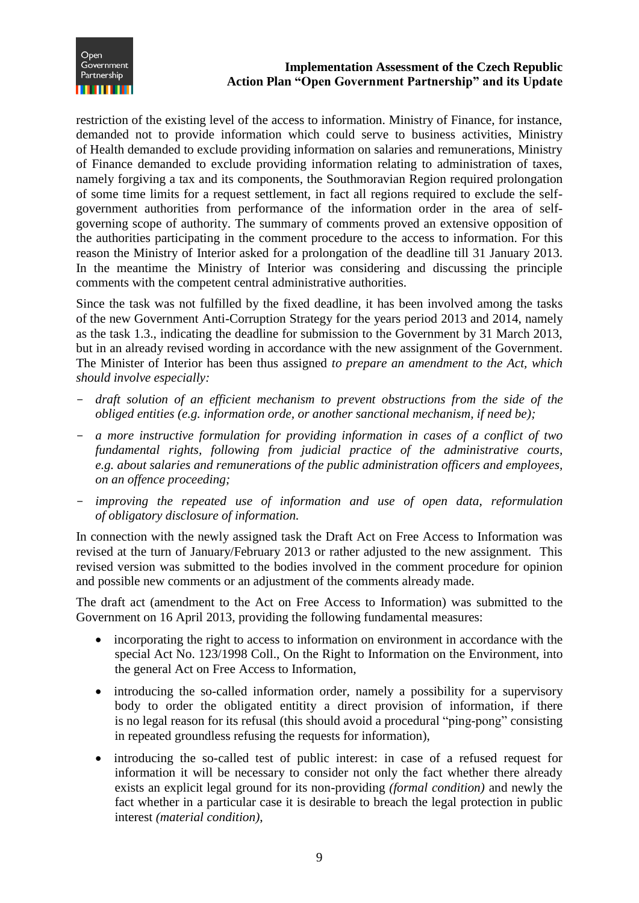restriction of the existing level of the access to information. Ministry of Finance, for instance, demanded not to provide information which could serve to business activities, Ministry of Health demanded to exclude providing information on salaries and remunerations, Ministry of Finance demanded to exclude providing information relating to administration of taxes, namely forgiving a tax and its components, the Southmoravian Region required prolongation of some time limits for a request settlement, in fact all regions required to exclude the self-government authorities from performance of the information order in the area of self-governing scope of authority. The summary of comments proved an extensive opposition of the authorities participating in the comment procedure to the access to information. For this reason the Ministry of Interior asked for a prolongation of the deadline till 31 January 2013. In the meantime the Ministry of Interior was considering and discussing the principle comments with the competent central administrative authorities.

Since the task was not fulfilled by the fixed deadline, it has been involved among the tasks of the new Government Anti-Corruption Strategy for the years period 2013 and 2014, namely as the task 1.3., indicating the deadline for submission to the Government by 31 March 2013, but in an already revised wording in accordance with the new assignment of the Government. The Minister of Interior has been thus assigned *to prepare an amendment to the Act, which should involve especially:*

- *draft solution of an efficient mechanism to prevent obstructions from the side of the obliged entities (e.g. information orde, or another sanctional mechanism, if need be);*
- *a more instructive formulation for providing information in cases of a conflict of two fundamental rights, following from judicial practice of the administrative courts, e.g. about salaries and remunerations of the public administration officers and employees, on an offence proceeding;*
- *improving the repeated use of information and use of open data, reformulation of obligatory disclosure of information.*

In connection with the newly assigned task the Draft Act on Free Access to Information was revised at the turn of January/February 2013 or rather adjusted to the new assignment. This revised version was submitted to the bodies involved in the comment procedure for opinion and possible new comments or an adjustment of the comments already made.

The draft act (amendment to the Act on Free Access to Information) was submitted to the Government on 16 April 2013, providing the following fundamental measures:

- incorporating the right to access to information on environment in accordance with the special Act No. 123/1998 Coll., On the Right to Information on the Environment, into the general Act on Free Access to Information,
- introducing the so-called information order, namely a possibility for a supervisory body to order the obligated entitity a direct provision of information, if there is no legal reason for its refusal (this should avoid a procedural "ping-pong" consisting in repeated groundless refusing the requests for information),
- introducing the so-called test of public interest: in case of a refused request for information it will be necessary to consider not only the fact whether there already exists an explicit legal ground for its non-providing *(formal condition)* and newly the fact whether in a particular case it is desirable to breach the legal protection in public interest *(material condition)*,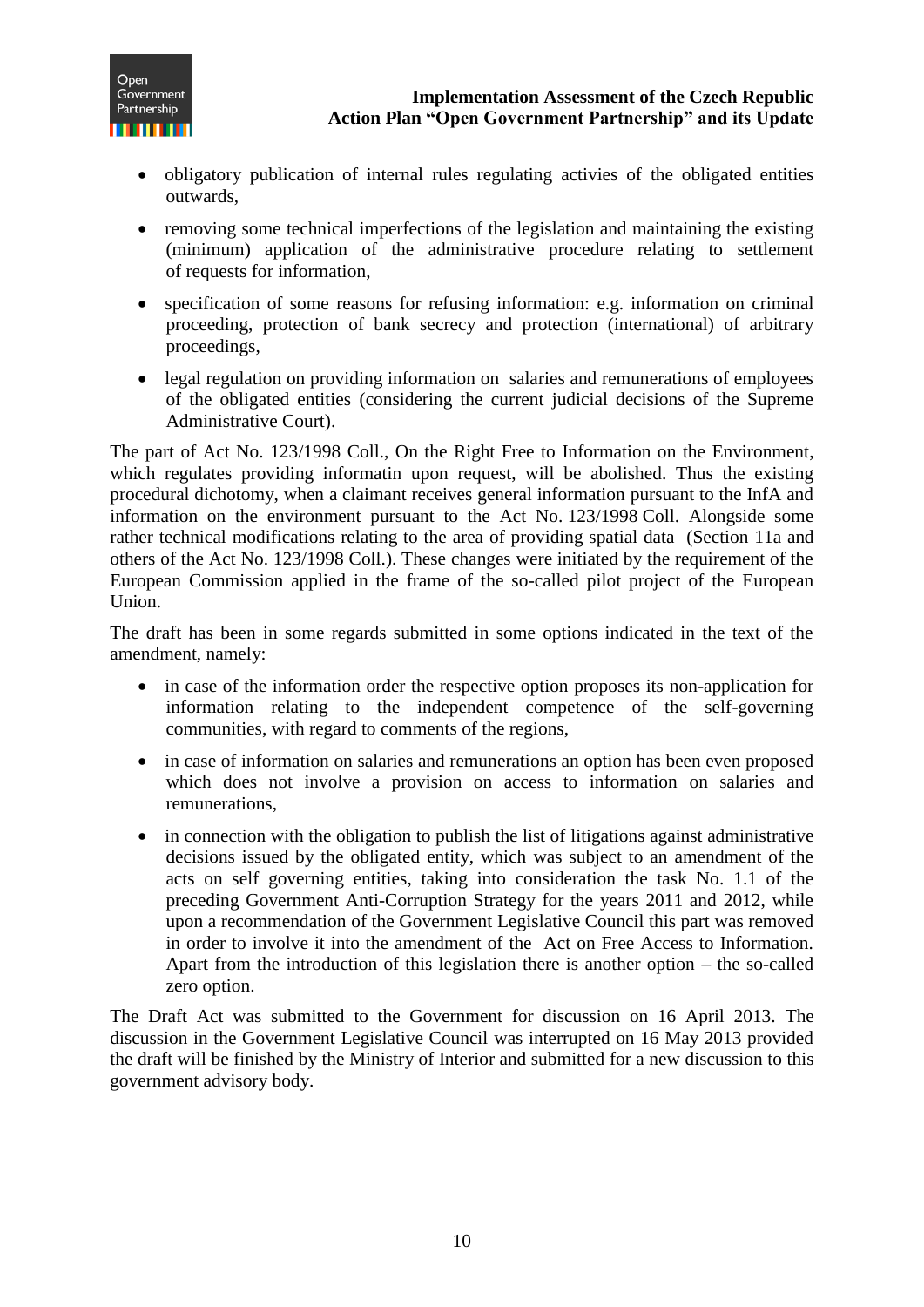- obligatory publication of internal rules regulating activies of the obligated entities outwards,
- removing some technical imperfections of the legislation and maintaining the existing (minimum) application of the administrative procedure relating to settlement of requests for information,
- specification of some reasons for refusing information: e.g. information on criminal proceeding, protection of bank secrecy and protection (international) of arbitrary proceedings,
- legal regulation on providing information on salaries and remunerations of employees of the obligated entities (considering the current judicial decisions of the Supreme Administrative Court).

The part of Act No. 123/1998 Coll., On the Right Free to Information on the Environment, which regulates providing informatin upon request, will be abolished. Thus the existing procedural dichotomy, when a claimant receives general information pursuant to the InfA and information on the environment pursuant to the Act No. 123/1998 Coll. Alongside some rather technical modifications relating to the area of providing spatial data (Section 11a and others of the Act No. 123/1998 Coll.). These changes were initiated by the requirement of the European Commission applied in the frame of the so-called pilot project of the European Union.

The draft has been in some regards submitted in some options indicated in the text of the amendment, namely:

- in case of the information order the respective option proposes its non-application for information relating to the independent competence of the self-governing communities, with regard to comments of the regions,
- in case of information on salaries and remunerations an option has been even proposed which does not involve a provision on access to information on salaries and remunerations,
- in connection with the obligation to publish the list of litigations against administrative decisions issued by the obligated entity, which was subject to an amendment of the acts on self governing entities, taking into consideration the task No. 1.1 of the preceding Government Anti-Corruption Strategy for the years 2011 and 2012, while upon a recommendation of the Government Legislative Council this part was removed in order to involve it into the amendment of the Act on Free Access to Information. Apart from the introduction of this legislation there is another option – the so-called zero option.

The Draft Act was submitted to the Government for discussion on 16 April 2013. The discussion in the Government Legislative Council was interrupted on 16 May 2013 provided the draft will be finished by the Ministry of Interior and submitted for a new discussion to this government advisory body.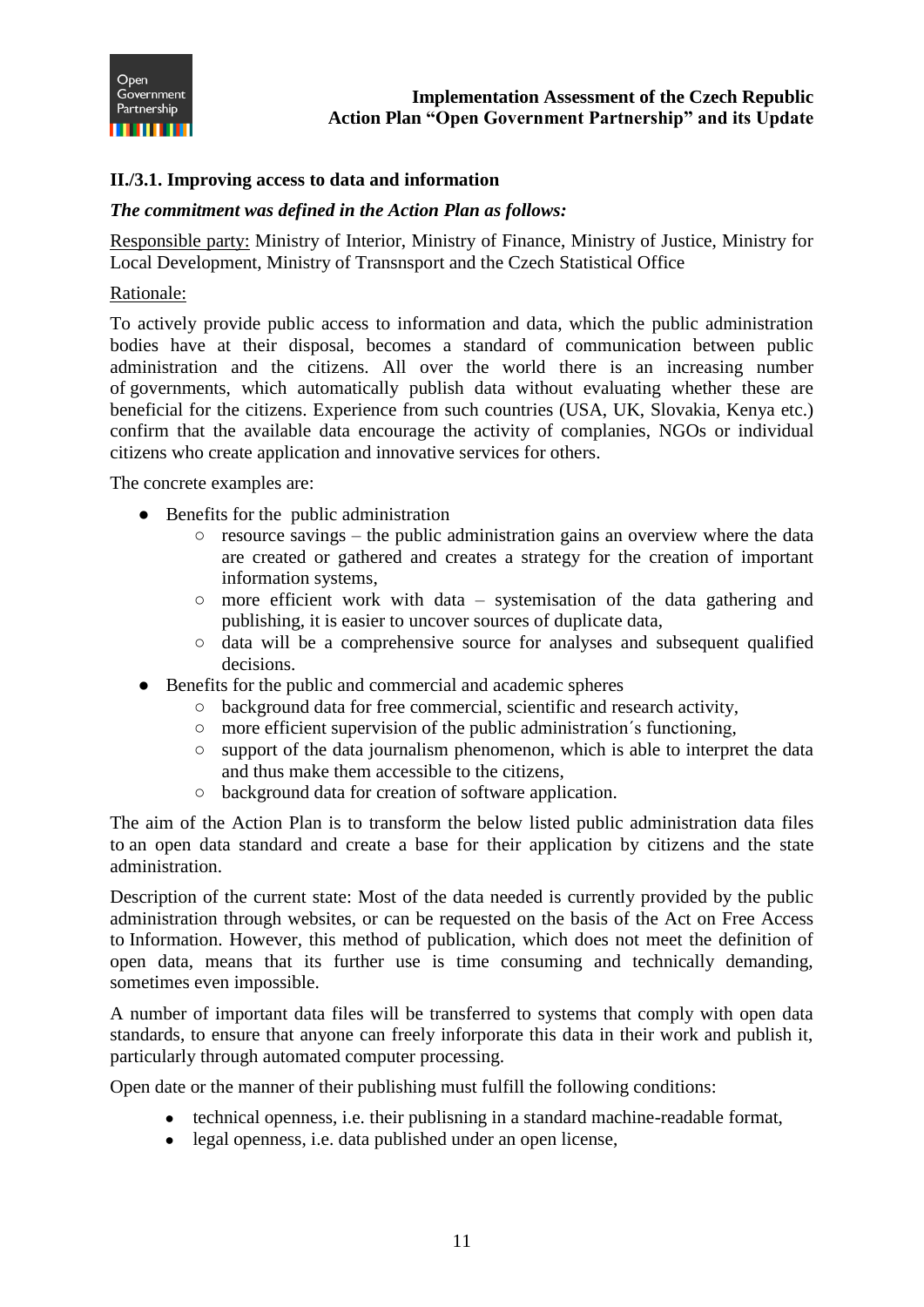### II./3.1. Improving access to data and information

***The commitment was defined in the Action Plan as follows:***

Responsible party: Ministry of Interior, Ministry of Finance, Ministry of Justice, Ministry for Local Development, Ministry of Transnsport and the Czech Statistical Office

Rationale:

To actively provide public access to information and data, which the public administration bodies have at their disposal, becomes a standard of communication between public administration and the citizens. All over the world there is an increasing number of governments, which automatically publish data without evaluating whether these are beneficial for the citizens. Experience from such countries (USA, UK, Slovakia, Kenya etc.) confirm that the available data encourage the activity of complanies, NGOs or individual citizens who create application and innovative services for others.

The concrete examples are:

- Benefits for the public administration
  - resource savings – the public administration gains an overview where the data are created or gathered and creates a strategy for the creation of important information systems,
  - more efficient work with data – systemisation of the data gathering and publishing, it is easier to uncover sources of duplicate data,
  - data will be a comprehensive source for analyses and subsequent qualified decisions.
- Benefits for the public and commercial and academic spheres
  - background data for free commercial, scientific and research activity,
  - more efficient supervision of the public administration´s functioning,
  - support of the data journalism phenomenon, which is able to interpret the data and thus make them accessible to the citizens,
  - background data for creation of software application.

The aim of the Action Plan is to transform the below listed public administration data files to an open data standard and create a base for their application by citizens and the state administration.

Description of the current state: Most of the data needed is currently provided by the public administration through websites, or can be requested on the basis of the Act on Free Access to Information. However, this method of publication, which does not meet the definition of open data, means that its further use is time consuming and technically demanding, sometimes even impossible.

A number of important data files will be transferred to systems that comply with open data standards, to ensure that anyone can freely inforporate this data in their work and publish it, particularly through automated computer processing.

Open date or the manner of their publishing must fulfill the following conditions:

- technical openness, i.e. their publisning in a standard machine-readable format,
- legal openness, i.e. data published under an open license,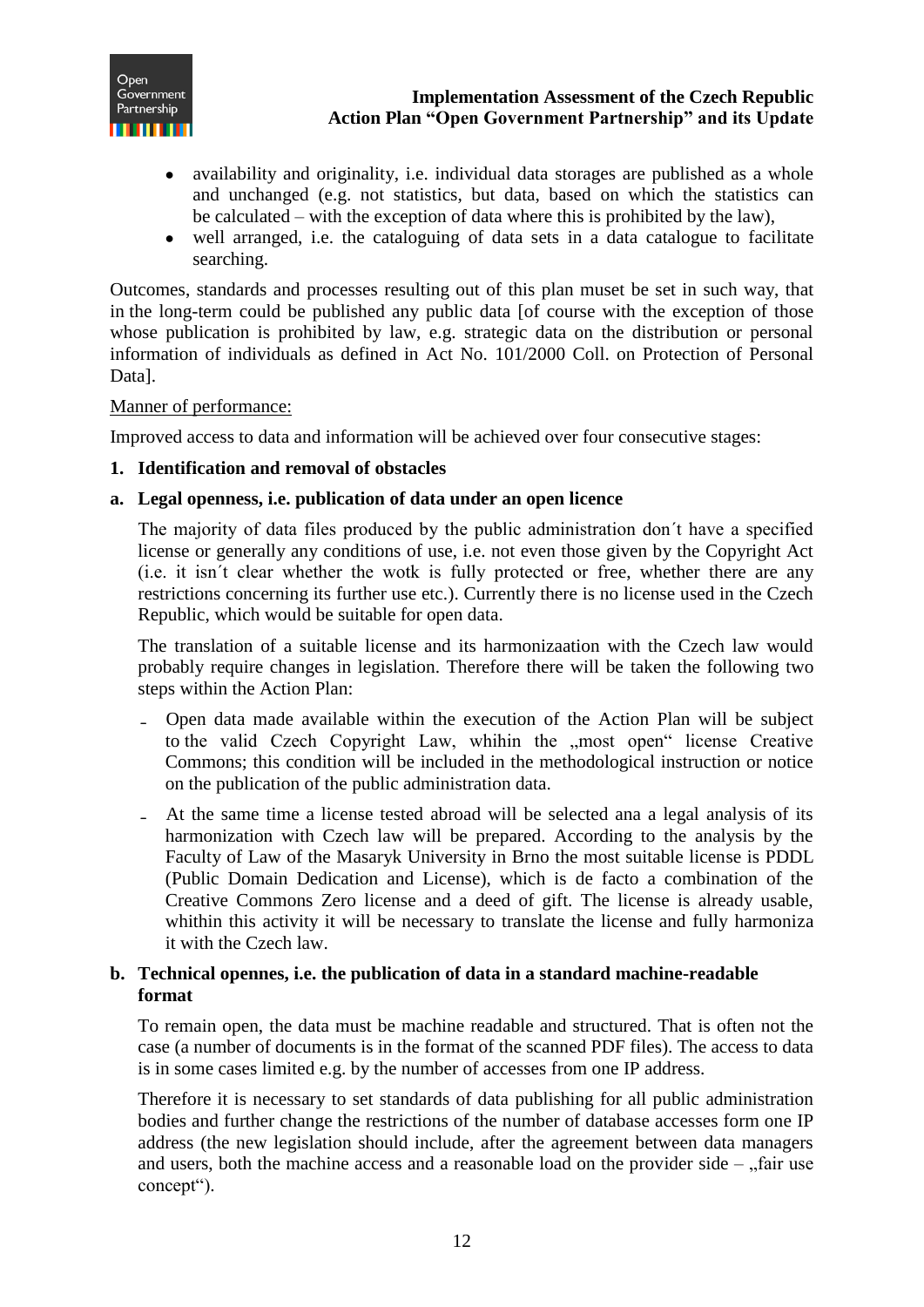- availability and originality, i.e. individual data storages are published as a whole and unchanged (e.g. not statistics, but data, based on which the statistics can be calculated – with the exception of data where this is prohibited by the law),
- well arranged, i.e. the cataloguing of data sets in a data catalogue to facilitate searching.

Outcomes, standards and processes resulting out of this plan muset be set in such way, that in the long-term could be published any public data [of course with the exception of those whose publication is prohibited by law, e.g. strategic data on the distribution or personal information of individuals as defined in Act No. 101/2000 Coll. on Protection of Personal Data].

Manner of performance:

Improved access to data and information will be achieved over four consecutive stages:

**1. Identification and removal of obstacles**

**a. Legal openness, i.e. publication of data under an open licence**

The majority of data files produced by the public administration don´t have a specified license or generally any conditions of use, i.e. not even those given by the Copyright Act (i.e. it isn´t clear whether the wotk is fully protected or free, whether there are any restrictions concerning its further use etc.). Currently there is no license used in the Czech Republic, which would be suitable for open data.

The translation of a suitable license and its harmonizaation with the Czech law would probably require changes in legislation. Therefore there will be taken the following two steps within the Action Plan:

- Open data made available within the execution of the Action Plan will be subject to the valid Czech Copyright Law, whihin the „most open" license Creative Commons; this condition will be included in the methodological instruction or notice on the publication of the public administration data.
- At the same time a license tested abroad will be selected ana a legal analysis of its harmonization with Czech law will be prepared. According to the analysis by the Faculty of Law of the Masaryk University in Brno the most suitable license is PDDL (Public Domain Dedication and License), which is de facto a combination of the Creative Commons Zero license and a deed of gift. The license is already usable, whithin this activity it will be necessary to translate the license and fully harmoniza it with the Czech law.

**b. Technical opennes, i.e. the publication of data in a standard machine-readable format**

To remain open, the data must be machine readable and structured. That is often not the case (a number of documents is in the format of the scanned PDF files). The access to data is in some cases limited e.g. by the number of accesses from one IP address.

Therefore it is necessary to set standards of data publishing for all public administration bodies and further change the restrictions of the number of database accesses form one IP address (the new legislation should include, after the agreement between data managers and users, both the machine access and a reasonable load on the provider side – „fair use concept").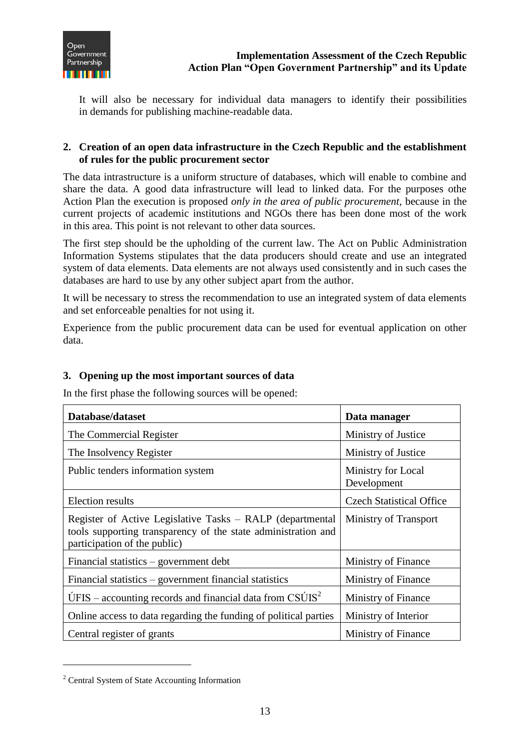It will also be necessary for individual data managers to identify their possibilities in demands for publishing machine-readable data.

**2. Creation of an open data infrastructure in the Czech Republic and the establishment of rules for the public procurement sector**

The data intrastructure is a uniform structure of databases, which will enable to combine and share the data. A good data infrastructure will lead to linked data. For the purposes othe Action Plan the execution is proposed *only in the area of public procurement,* because in the current projects of academic institutions and NGOs there has been done most of the work in this area. This point is not relevant to other data sources.

The first step should be the upholding of the current law. The Act on Public Administration Information Systems stipulates that the data producers should create and use an integrated system of data elements. Data elements are not always used consistently and in such cases the databases are hard to use by any other subject apart from the author.

It will be necessary to stress the recommendation to use an integrated system of data elements and set enforceable penalties for not using it.

Experience from the public procurement data can be used for eventual application on other data.

**3. Opening up the most important sources of data**

In the first phase the following sources will be opened:

| **Database/dataset** | **Data manager** |
|---|---|
| The Commercial Register | Ministry of Justice |
| The Insolvency Register | Ministry of Justice |
| Public tenders information system | Ministry for Local Development |
| Election results | Czech Statistical Office |
| Register of Active Legislative Tasks – RALP (departmental tools supporting transparency of the state administration and participation of the public) | Ministry of Transport |
| Financial statistics – government debt | Ministry of Finance |
| Financial statistics – government financial statistics | Ministry of Finance |
| ÚFIS – accounting records and financial data from CSÚIS[2] | Ministry of Finance |
| Online access to data regarding the funding of political parties | Ministry of Interior |
| Central register of grants | Ministry of Finance |

[2] Central System of State Accounting Information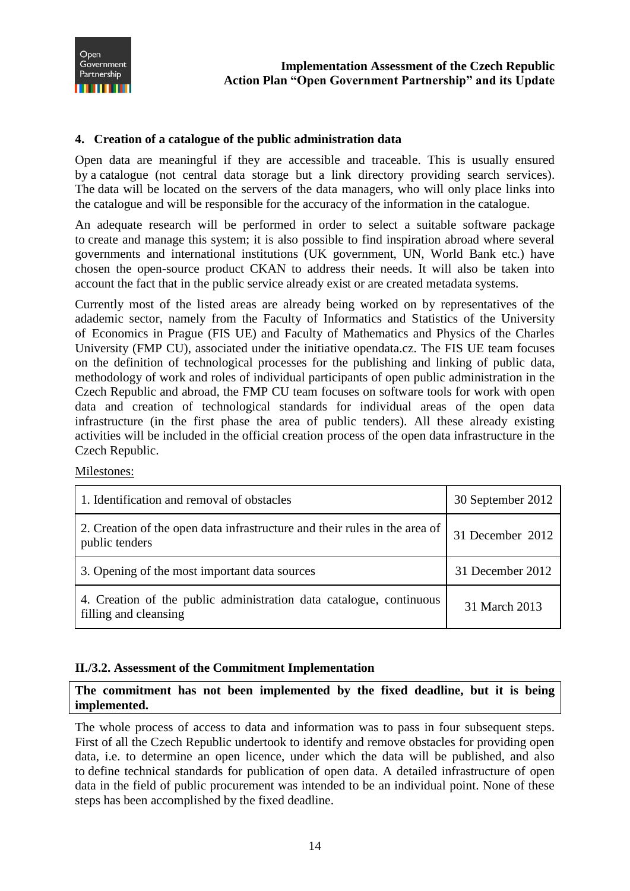## 4. Creation of a catalogue of the public administration data

Open data are meaningful if they are accessible and traceable. This is usually ensured by a catalogue (not central data storage but a link directory providing search services). The data will be located on the servers of the data managers, who will only place links into the catalogue and will be responsible for the accuracy of the information in the catalogue.

An adequate research will be performed in order to select a suitable software package to create and manage this system; it is also possible to find inspiration abroad where several governments and international institutions (UK government, UN, World Bank etc.) have chosen the open-source product CKAN to address their needs. It will also be taken into account the fact that in the public service already exist or are created metadata systems.

Currently most of the listed areas are already being worked on by representatives of the adademic sector, namely from the Faculty of Informatics and Statistics of the University of Economics in Prague (FIS UE) and Faculty of Mathematics and Physics of the Charles University (FMP CU), associated under the initiative opendata.cz. The FIS UE team focuses on the definition of technological processes for the publishing and linking of public data, methodology of work and roles of individual participants of open public administration in the Czech Republic and abroad, the FMP CU team focuses on software tools for work with open data and creation of technological standards for individual areas of the open data infrastructure (in the first phase the area of public tenders). All these already existing activities will be included in the official creation process of the open data infrastructure in the Czech Republic.

Milestones:

| Milestone | Deadline |
|---|---|
| 1. Identification and removal of obstacles | 30 September 2012 |
| 2. Creation of the open data infrastructure and their rules in the area of public tenders | 31 December 2012 |
| 3. Opening of the most important data sources | 31 December 2012 |
| 4. Creation of the public administration data catalogue, continuous filling and cleansing | 31 March 2013 |

### II./3.2. Assessment of the Commitment Implementation

**The commitment has not been implemented by the fixed deadline, but it is being implemented.**

The whole process of access to data and information was to pass in four subsequent steps. First of all the Czech Republic undertook to identify and remove obstacles for providing open data, i.e. to determine an open licence, under which the data will be published, and also to define technical standards for publication of open data. A detailed infrastructure of open data in the field of public procurement was intended to be an individual point. None of these steps has been accomplished by the fixed deadline.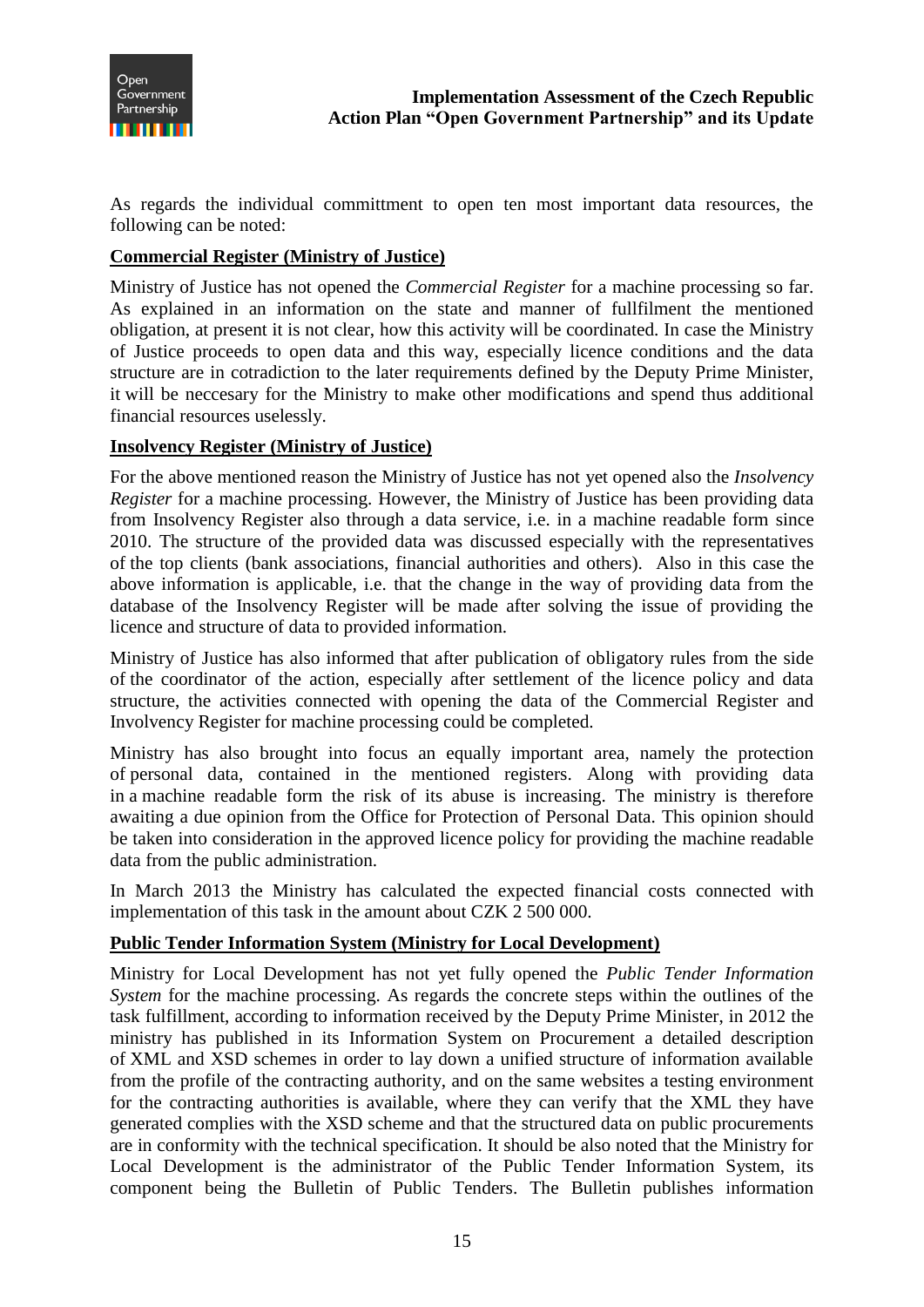As regards the individual committment to open ten most important data resources, the following can be noted:

**Commercial Register (Ministry of Justice)**

Ministry of Justice has not opened the *Commercial Register* for a machine processing so far. As explained in an information on the state and manner of fullfilment the mentioned obligation, at present it is not clear, how this activity will be coordinated. In case the Ministry of Justice proceeds to open data and this way, especially licence conditions and the data structure are in cotradiction to the later requirements defined by the Deputy Prime Minister, it will be neccesary for the Ministry to make other modifications and spend thus additional financial resources uselessly.

**Insolvency Register (Ministry of Justice)**

For the above mentioned reason the Ministry of Justice has not yet opened also the *Insolvency Register* for a machine processing. However, the Ministry of Justice has been providing data from Insolvency Register also through a data service, i.e. in a machine readable form since 2010. The structure of the provided data was discussed especially with the representatives of the top clients (bank associations, financial authorities and others). Also in this case the above information is applicable, i.e. that the change in the way of providing data from the database of the Insolvency Register will be made after solving the issue of providing the licence and structure of data to provided information.

Ministry of Justice has also informed that after publication of obligatory rules from the side of the coordinator of the action, especially after settlement of the licence policy and data structure, the activities connected with opening the data of the Commercial Register and Involvency Register for machine processing could be completed.

Ministry has also brought into focus an equally important area, namely the protection of personal data, contained in the mentioned registers. Along with providing data in a machine readable form the risk of its abuse is increasing. The ministry is therefore awaiting a due opinion from the Office for Protection of Personal Data. This opinion should be taken into consideration in the approved licence policy for providing the machine readable data from the public administration.

In March 2013 the Ministry has calculated the expected financial costs connected with implementation of this task in the amount about CZK 2 500 000.

**Public Tender Information System (Ministry for Local Development)**

Ministry for Local Development has not yet fully opened the *Public Tender Information System* for the machine processing. As regards the concrete steps within the outlines of the task fulfillment, according to information received by the Deputy Prime Minister, in 2012 the ministry has published in its Information System on Procurement a detailed description of XML and XSD schemes in order to lay down a unified structure of information available from the profile of the contracting authority, and on the same websites a testing environment for the contracting authorities is available, where they can verify that the XML they have generated complies with the XSD scheme and that the structured data on public procurements are in conformity with the technical specification. It should be also noted that the Ministry for Local Development is the administrator of the Public Tender Information System, its component being the Bulletin of Public Tenders. The Bulletin publishes information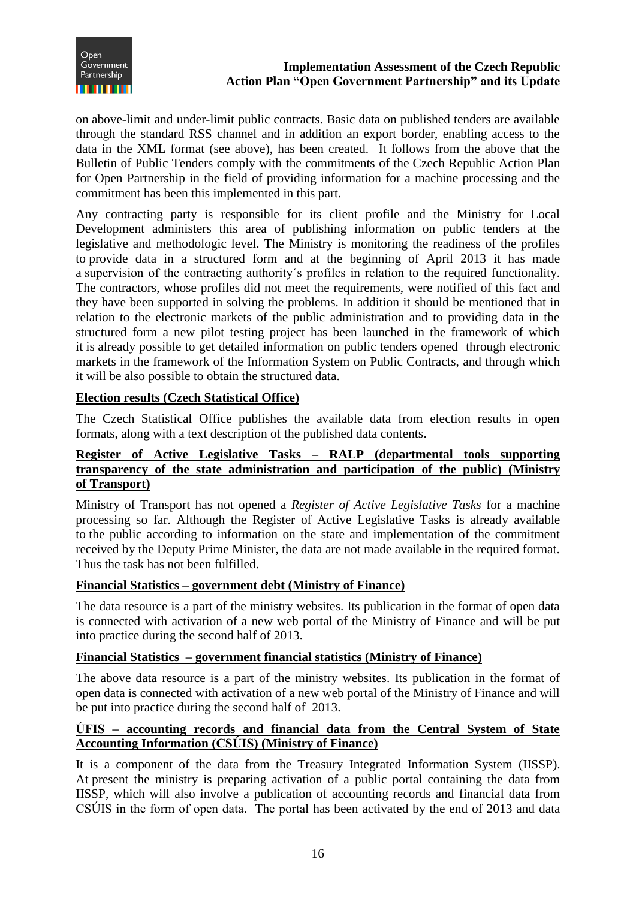on above-limit and under-limit public contracts. Basic data on published tenders are available through the standard RSS channel and in addition an export border, enabling access to the data in the XML format (see above), has been created. It follows from the above that the Bulletin of Public Tenders comply with the commitments of the Czech Republic Action Plan for Open Partnership in the field of providing information for a machine processing and the commitment has been this implemented in this part.

Any contracting party is responsible for its client profile and the Ministry for Local Development administers this area of publishing information on public tenders at the legislative and methodologic level. The Ministry is monitoring the readiness of the profiles to provide data in a structured form and at the beginning of April 2013 it has made a supervision of the contracting authority´s profiles in relation to the required functionality. The contractors, whose profiles did not meet the requirements, were notified of this fact and they have been supported in solving the problems. In addition it should be mentioned that in relation to the electronic markets of the public administration and to providing data in the structured form a new pilot testing project has been launched in the framework of which it is already possible to get detailed information on public tenders opened through electronic markets in the framework of the Information System on Public Contracts, and through which it will be also possible to obtain the structured data.

**Election results (Czech Statistical Office)**

The Czech Statistical Office publishes the available data from election results in open formats, along with a text description of the published data contents.

**Register of Active Legislative Tasks – RALP (departmental tools supporting transparency of the state administration and participation of the public) (Ministry of Transport)**

Ministry of Transport has not opened a *Register of Active Legislative Tasks* for a machine processing so far. Although the Register of Active Legislative Tasks is already available to the public according to information on the state and implementation of the commitment received by the Deputy Prime Minister, the data are not made available in the required format. Thus the task has not been fulfilled.

**Financial Statistics – government debt (Ministry of Finance)**

The data resource is a part of the ministry websites. Its publication in the format of open data is connected with activation of a new web portal of the Ministry of Finance and will be put into practice during the second half of 2013.

**Financial Statistics – government financial statistics (Ministry of Finance)**

The above data resource is a part of the ministry websites. Its publication in the format of open data is connected with activation of a new web portal of the Ministry of Finance and will be put into practice during the second half of 2013.

**ÚFIS – accounting records and financial data from the Central System of State Accounting Information (CSÚIS) (Ministry of Finance)**

It is a component of the data from the Treasury Integrated Information System (IISSP). At present the ministry is preparing activation of a public portal containing the data from IISSP, which will also involve a publication of accounting records and financial data from CSÚIS in the form of open data. The portal has been activated by the end of 2013 and data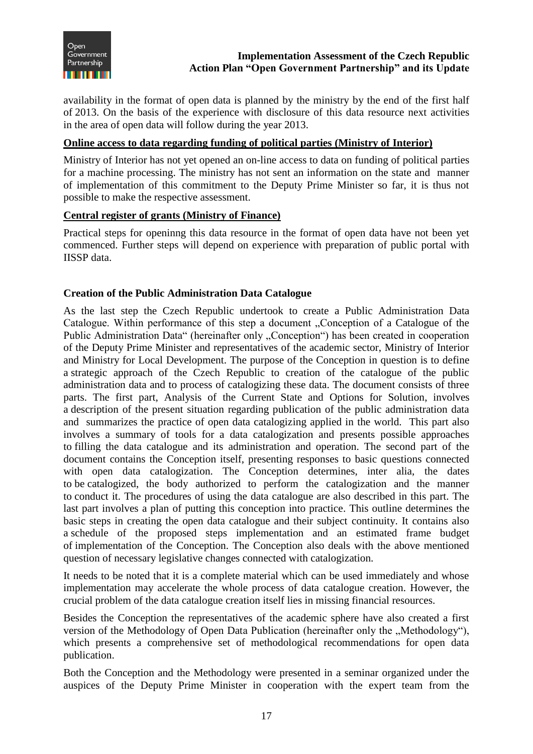availability in the format of open data is planned by the ministry by the end of the first half of 2013. On the basis of the experience with disclosure of this data resource next activities in the area of open data will follow during the year 2013.

**Online access to data regarding funding of political parties (Ministry of Interior)**

Ministry of Interior has not yet opened an on-line access to data on funding of political parties for a machine processing. The ministry has not sent an information on the state and manner of implementation of this commitment to the Deputy Prime Minister so far, it is thus not possible to make the respective assessment.

**Central register of grants (Ministry of Finance)**

Practical steps for openinng this data resource in the format of open data have not been yet commenced. Further steps will depend on experience with preparation of public portal with IISSP data.

**Creation of the Public Administration Data Catalogue**

As the last step the Czech Republic undertook to create a Public Administration Data Catalogue. Within performance of this step a document „Conception of a Catalogue of the Public Administration Data" (hereinafter only „Conception") has been created in cooperation of the Deputy Prime Minister and representatives of the academic sector, Ministry of Interior and Ministry for Local Development. The purpose of the Conception in question is to define a strategic approach of the Czech Republic to creation of the catalogue of the public administration data and to process of catalogizing these data. The document consists of three parts. The first part, Analysis of the Current State and Options for Solution, involves a description of the present situation regarding publication of the public administration data and summarizes the practice of open data catalogizing applied in the world. This part also involves a summary of tools for a data catalogization and presents possible approaches to filling the data catalogue and its administration and operation. The second part of the document contains the Conception itself, presenting responses to basic questions connected with open data catalogization. The Conception determines, inter alia, the dates to be catalogized, the body authorized to perform the catalogization and the manner to conduct it. The procedures of using the data catalogue are also described in this part. The last part involves a plan of putting this conception into practice. This outline determines the basic steps in creating the open data catalogue and their subject continuity. It contains also a schedule of the proposed steps implementation and an estimated frame budget of implementation of the Conception. The Conception also deals with the above mentioned question of necessary legislative changes connected with catalogization.

It needs to be noted that it is a complete material which can be used immediately and whose implementation may accelerate the whole process of data catalogue creation. However, the crucial problem of the data catalogue creation itself lies in missing financial resources.

Besides the Conception the representatives of the academic sphere have also created a first version of the Methodology of Open Data Publication (hereinafter only the „Methodology"), which presents a comprehensive set of methodological recommendations for open data publication.

Both the Conception and the Methodology were presented in a seminar organized under the auspices of the Deputy Prime Minister in cooperation with the expert team from the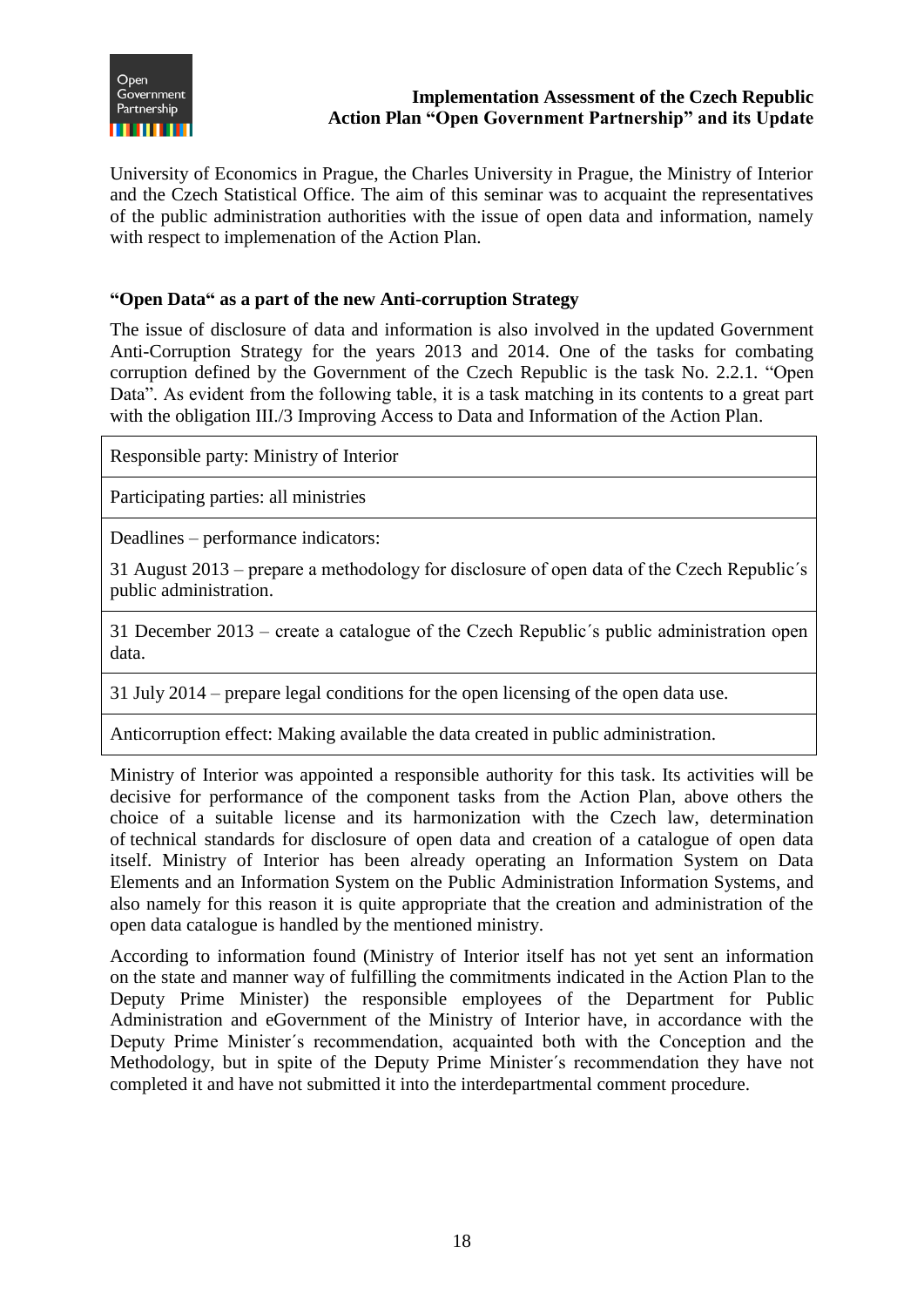University of Economics in Prague, the Charles University in Prague, the Ministry of Interior and the Czech Statistical Office. The aim of this seminar was to acquaint the representatives of the public administration authorities with the issue of open data and information, namely with respect to implemenation of the Action Plan.

### "Open Data" as a part of the new Anti-corruption Strategy

The issue of disclosure of data and information is also involved in the updated Government Anti-Corruption Strategy for the years 2013 and 2014. One of the tasks for combating corruption defined by the Government of the Czech Republic is the task No. 2.2.1. "Open Data". As evident from the following table, it is a task matching in its contents to a great part with the obligation III./3 Improving Access to Data and Information of the Action Plan.

| Responsible party: Ministry of Interior |
|---|
| Participating parties: all ministries |
| Deadlines – performance indicators:<br><br>31 August 2013 – prepare a methodology for disclosure of open data of the Czech Republic´s public administration. |
| 31 December 2013 – create a catalogue of the Czech Republic´s public administration open data. |
| 31 July 2014 – prepare legal conditions for the open licensing of the open data use. |
| Anticorruption effect: Making available the data created in public administration. |

Ministry of Interior was appointed a responsible authority for this task. Its activities will be decisive for performance of the component tasks from the Action Plan, above others the choice of a suitable license and its harmonization with the Czech law, determination of technical standards for disclosure of open data and creation of a catalogue of open data itself. Ministry of Interior has been already operating an Information System on Data Elements and an Information System on the Public Administration Information Systems, and also namely for this reason it is quite appropriate that the creation and administration of the open data catalogue is handled by the mentioned ministry.

According to information found (Ministry of Interior itself has not yet sent an information on the state and manner way of fulfilling the commitments indicated in the Action Plan to the Deputy Prime Minister) the responsible employees of the Department for Public Administration and eGovernment of the Ministry of Interior have, in accordance with the Deputy Prime Minister´s recommendation, acquainted both with the Conception and the Methodology, but in spite of the Deputy Prime Minister´s recommendation they have not completed it and have not submitted it into the interdepartmental comment procedure.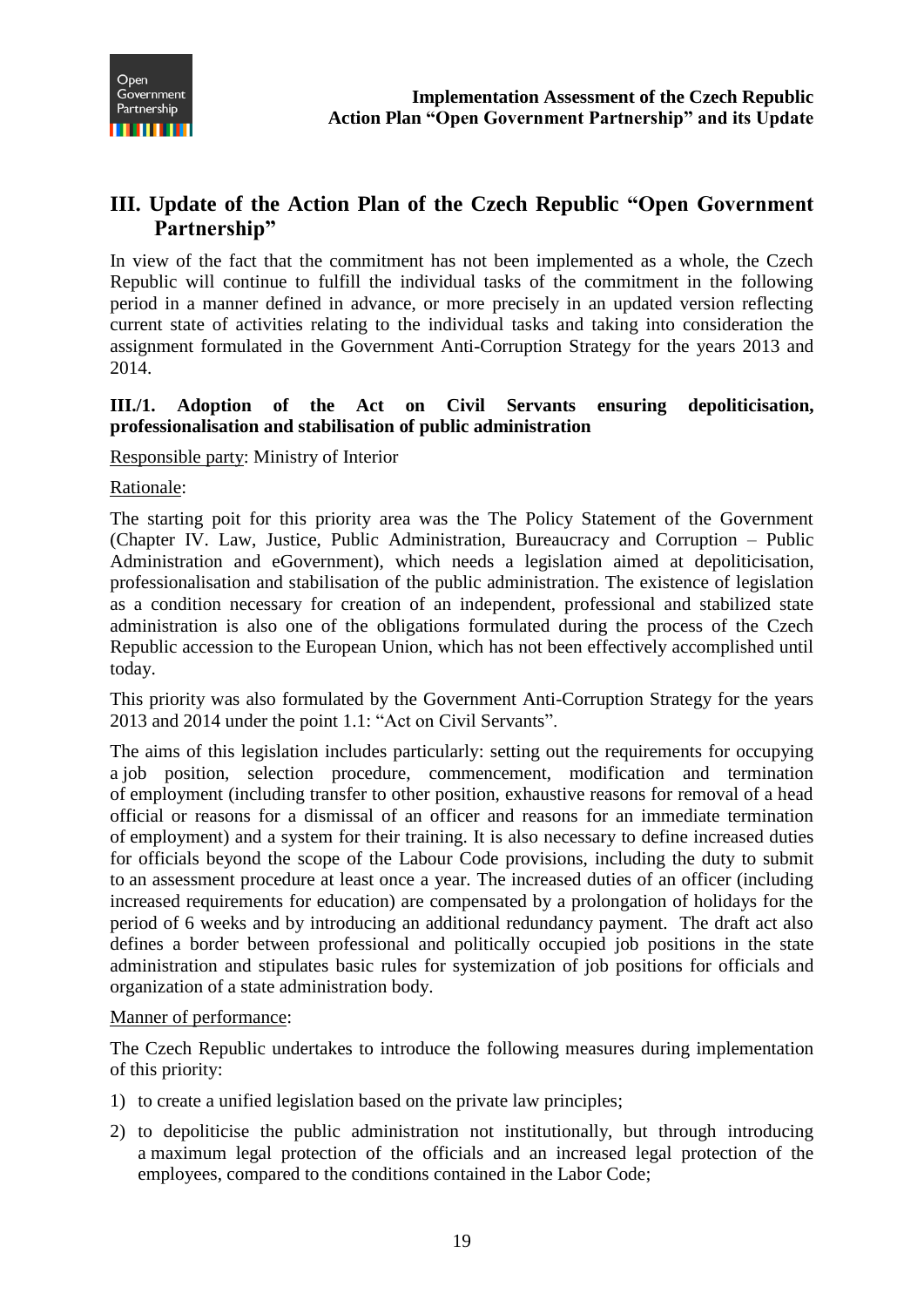## III. Update of the Action Plan of the Czech Republic "Open Government Partnership"

In view of the fact that the commitment has not been implemented as a whole, the Czech Republic will continue to fulfill the individual tasks of the commitment in the following period in a manner defined in advance, or more precisely in an updated version reflecting current state of activities relating to the individual tasks and taking into consideration the assignment formulated in the Government Anti-Corruption Strategy for the years 2013 and 2014.

### III./1. Adoption of the Act on Civil Servants ensuring depoliticisation, professionalisation and stabilisation of public administration

Responsible party: Ministry of Interior

Rationale:

The starting poit for this priority area was the The Policy Statement of the Government (Chapter IV. Law, Justice, Public Administration, Bureaucracy and Corruption – Public Administration and eGovernment), which needs a legislation aimed at depoliticisation, professionalisation and stabilisation of the public administration. The existence of legislation as a condition necessary for creation of an independent, professional and stabilized state administration is also one of the obligations formulated during the process of the Czech Republic accession to the European Union, which has not been effectively accomplished until today.

This priority was also formulated by the Government Anti-Corruption Strategy for the years 2013 and 2014 under the point 1.1: "Act on Civil Servants".

The aims of this legislation includes particularly: setting out the requirements for occupying a job position, selection procedure, commencement, modification and termination of employment (including transfer to other position, exhaustive reasons for removal of a head official or reasons for a dismissal of an officer and reasons for an immediate termination of employment) and a system for their training. It is also necessary to define increased duties for officials beyond the scope of the Labour Code provisions, including the duty to submit to an assessment procedure at least once a year. The increased duties of an officer (including increased requirements for education) are compensated by a prolongation of holidays for the period of 6 weeks and by introducing an additional redundancy payment. The draft act also defines a border between professional and politically occupied job positions in the state administration and stipulates basic rules for systemization of job positions for officials and organization of a state administration body.

Manner of performance:

The Czech Republic undertakes to introduce the following measures during implementation of this priority:

1) to create a unified legislation based on the private law principles;
2) to depoliticise the public administration not institutionally, but through introducing a maximum legal protection of the officials and an increased legal protection of the employees, compared to the conditions contained in the Labor Code;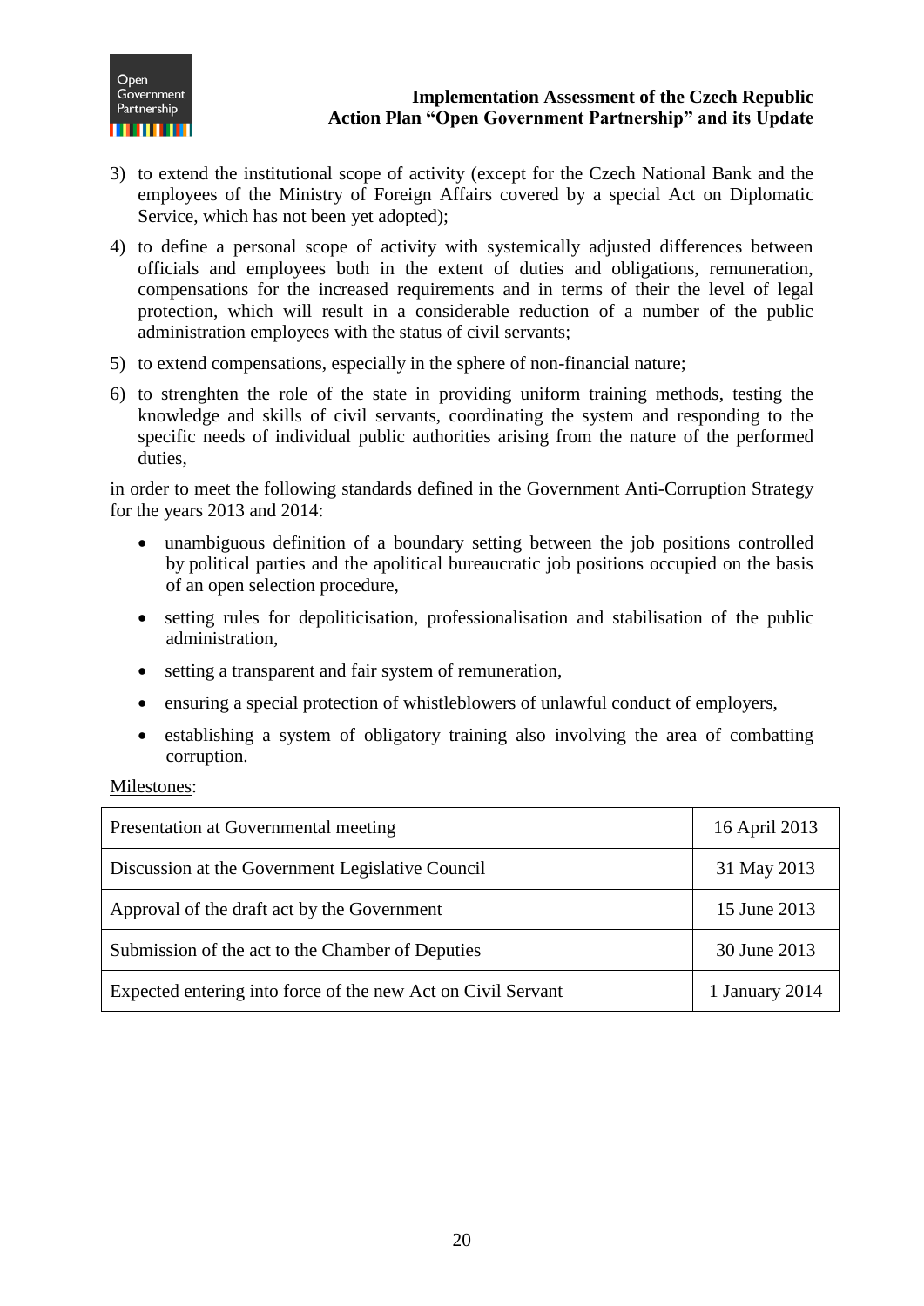3) to extend the institutional scope of activity (except for the Czech National Bank and the employees of the Ministry of Foreign Affairs covered by a special Act on Diplomatic Service, which has not been yet adopted);

4) to define a personal scope of activity with systemically adjusted differences between officials and employees both in the extent of duties and obligations, remuneration, compensations for the increased requirements and in terms of their the level of legal protection, which will result in a considerable reduction of a number of the public administration employees with the status of civil servants;

5) to extend compensations, especially in the sphere of non-financial nature;

6) to strenghten the role of the state in providing uniform training methods, testing the knowledge and skills of civil servants, coordinating the system and responding to the specific needs of individual public authorities arising from the nature of the performed duties,

in order to meet the following standards defined in the Government Anti-Corruption Strategy for the years 2013 and 2014:

- unambiguous definition of a boundary setting between the job positions controlled by political parties and the apolitical bureaucratic job positions occupied on the basis of an open selection procedure,
- setting rules for depoliticisation, professionalisation and stabilisation of the public administration,
- setting a transparent and fair system of remuneration,
- ensuring a special protection of whistleblowers of unlawful conduct of employers,
- establishing a system of obligatory training also involving the area of combatting corruption.

Milestones:

| Milestone | Date |
| --- | --- |
| Presentation at Governmental meeting | 16 April 2013 |
| Discussion at the Government Legislative Council | 31 May 2013 |
| Approval of the draft act by the Government | 15 June 2013 |
| Submission of the act to the Chamber of Deputies | 30 June 2013 |
| Expected entering into force of the new Act on Civil Servant | 1 January 2014 |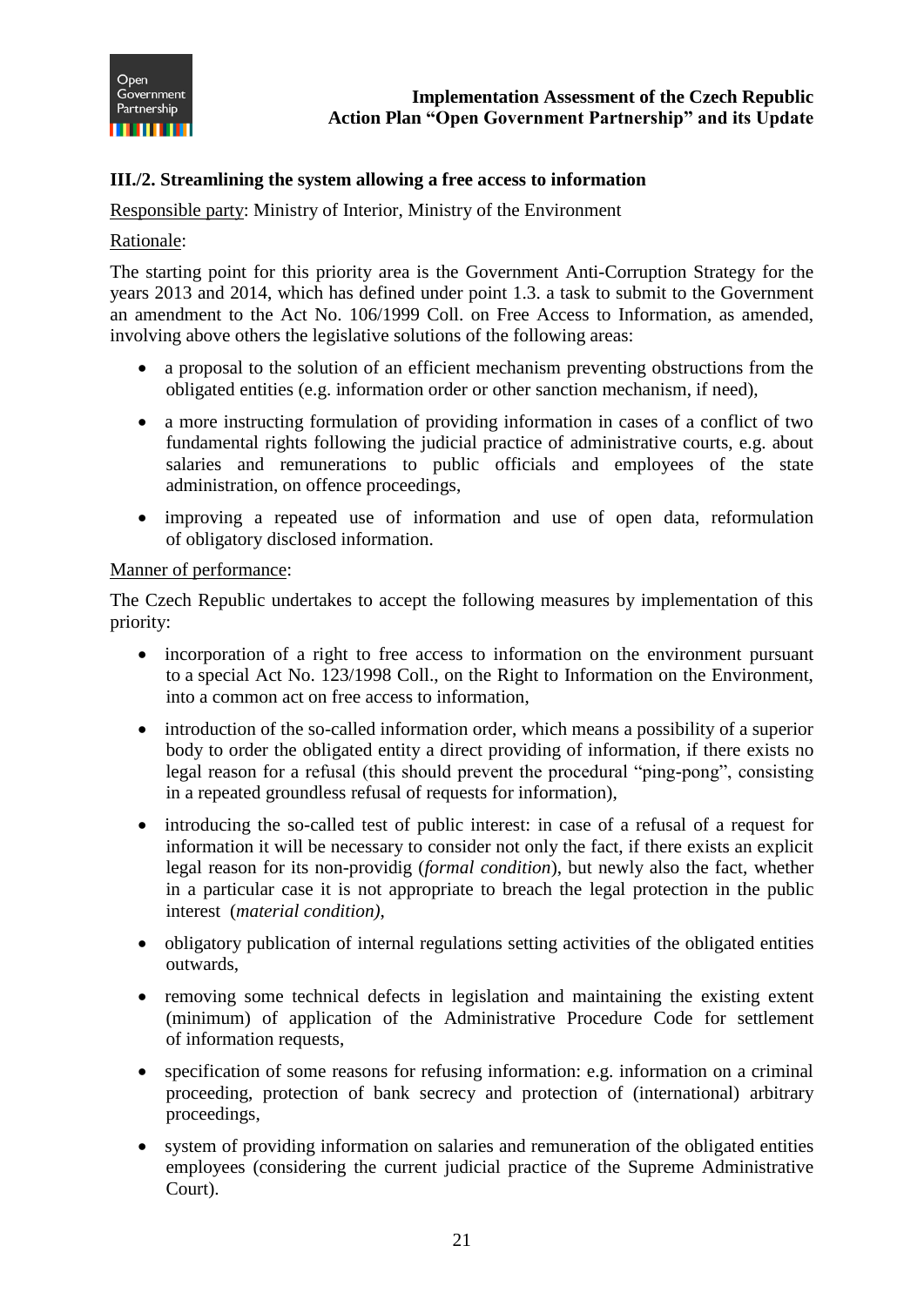### III./2. Streamlining the system allowing a free access to information

Responsible party: Ministry of Interior, Ministry of the Environment

Rationale:

The starting point for this priority area is the Government Anti-Corruption Strategy for the years 2013 and 2014, which has defined under point 1.3. a task to submit to the Government an amendment to the Act No. 106/1999 Coll. on Free Access to Information, as amended, involving above others the legislative solutions of the following areas:

- a proposal to the solution of an efficient mechanism preventing obstructions from the obligated entities (e.g. information order or other sanction mechanism, if need),
- a more instructing formulation of providing information in cases of a conflict of two fundamental rights following the judicial practice of administrative courts, e.g. about salaries and remunerations to public officials and employees of the state administration, on offence proceedings,
- improving a repeated use of information and use of open data, reformulation of obligatory disclosed information.

Manner of performance:

The Czech Republic undertakes to accept the following measures by implementation of this priority:

- incorporation of a right to free access to information on the environment pursuant to a special Act No. 123/1998 Coll., on the Right to Information on the Environment, into a common act on free access to information,
- introduction of the so-called information order, which means a possibility of a superior body to order the obligated entity a direct providing of information, if there exists no legal reason for a refusal (this should prevent the procedural "ping-pong", consisting in a repeated groundless refusal of requests for information),
- introducing the so-called test of public interest: in case of a refusal of a request for information it will be necessary to consider not only the fact, if there exists an explicit legal reason for its non-providig (*formal condition*), but newly also the fact, whether in a particular case it is not appropriate to breach the legal protection in the public interest (*material condition)*,
- obligatory publication of internal regulations setting activities of the obligated entities outwards,
- removing some technical defects in legislation and maintaining the existing extent (minimum) of application of the Administrative Procedure Code for settlement of information requests,
- specification of some reasons for refusing information: e.g. information on a criminal proceeding, protection of bank secrecy and protection of (international) arbitrary proceedings,
- system of providing information on salaries and remuneration of the obligated entities employees (considering the current judicial practice of the Supreme Administrative Court).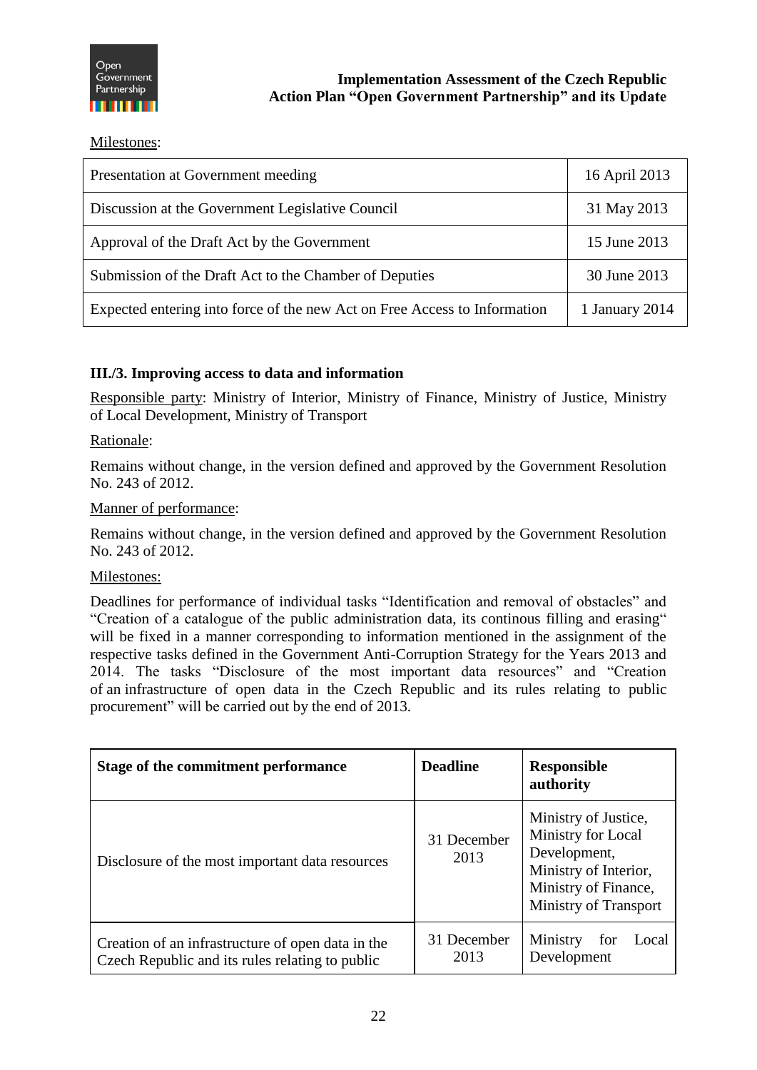Milestones:

| Presentation at Government meeding | 16 April 2013 |
|---|---|
| Discussion at the Government Legislative Council | 31 May 2013 |
| Approval of the Draft Act by the Government | 15 June 2013 |
| Submission of the Draft Act to the Chamber of Deputies | 30 June 2013 |
| Expected entering into force of the new Act on Free Access to Information | 1 January 2014 |

### III./3. Improving access to data and information

Responsible party: Ministry of Interior, Ministry of Finance, Ministry of Justice, Ministry of Local Development, Ministry of Transport

Rationale:

Remains without change, in the version defined and approved by the Government Resolution No. 243 of 2012.

Manner of performance:

Remains without change, in the version defined and approved by the Government Resolution No. 243 of 2012.

Milestones:

Deadlines for performance of individual tasks "Identification and removal of obstacles" and "Creation of a catalogue of the public administration data, its continous filling and erasing" will be fixed in a manner corresponding to information mentioned in the assignment of the respective tasks defined in the Government Anti-Corruption Strategy for the Years 2013 and 2014. The tasks "Disclosure of the most important data resources" and "Creation of an infrastructure of open data in the Czech Republic and its rules relating to public procurement" will be carried out by the end of 2013.

| Stage of the commitment performance | Deadline | Responsible authority |
|---|---|---|
| Disclosure of the most important data resources | 31 December 2013 | Ministry of Justice, Ministry for Local Development, Ministry of Interior, Ministry of Finance, Ministry of Transport |
| Creation of an infrastructure of open data in the Czech Republic and its rules relating to public | 31 December 2013 | Ministry for Local Development |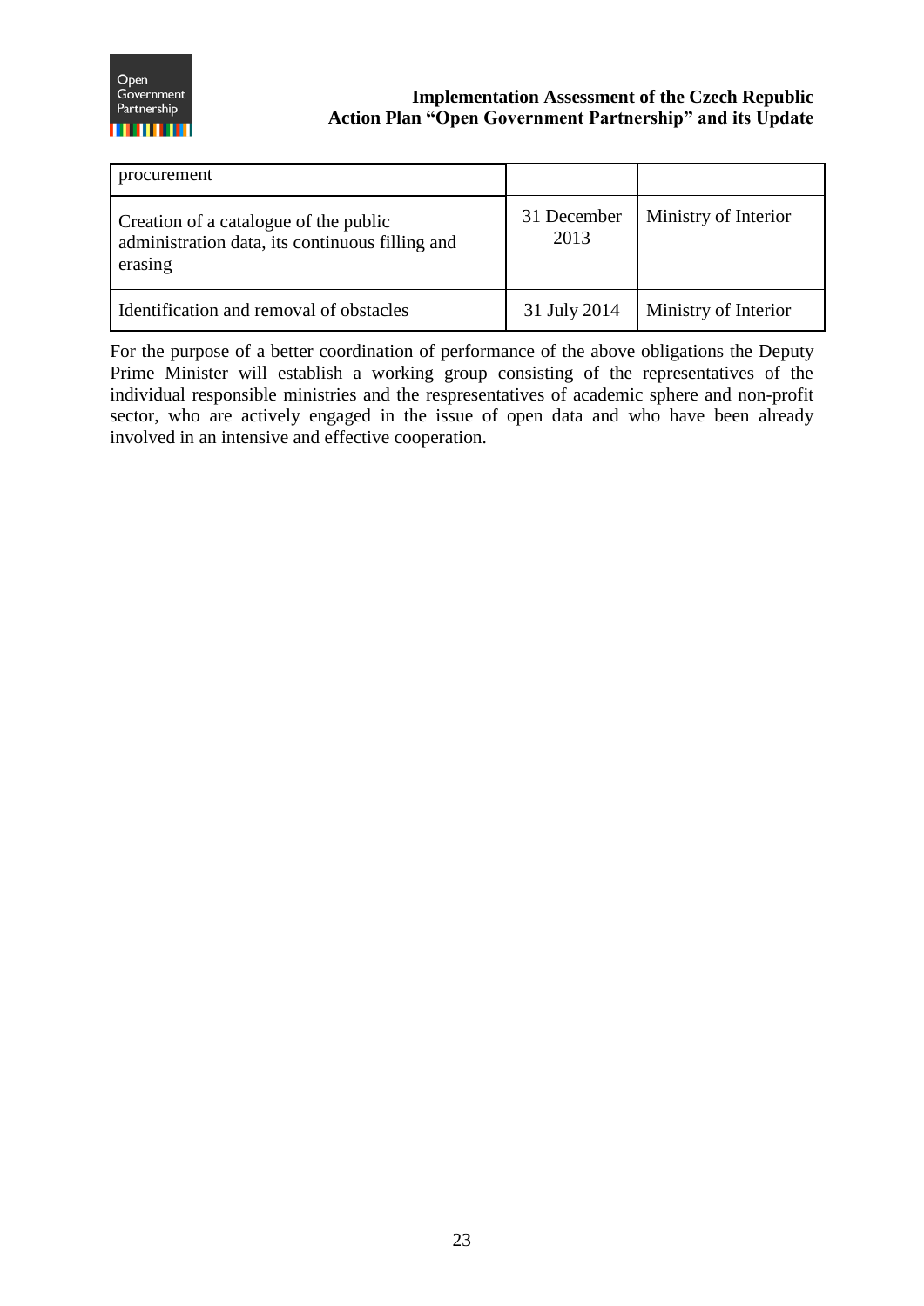| | | |
|---|---|---|
| procurement | | |
| Creation of a catalogue of the public administration data, its continuous filling and erasing | 31 December 2013 | Ministry of Interior |
| Identification and removal of obstacles | 31 July 2014 | Ministry of Interior |

For the purpose of a better coordination of performance of the above obligations the Deputy Prime Minister will establish a working group consisting of the representatives of the individual responsible ministries and the respresentatives of academic sphere and non-profit sector, who are actively engaged in the issue of open data and who have been already involved in an intensive and effective cooperation.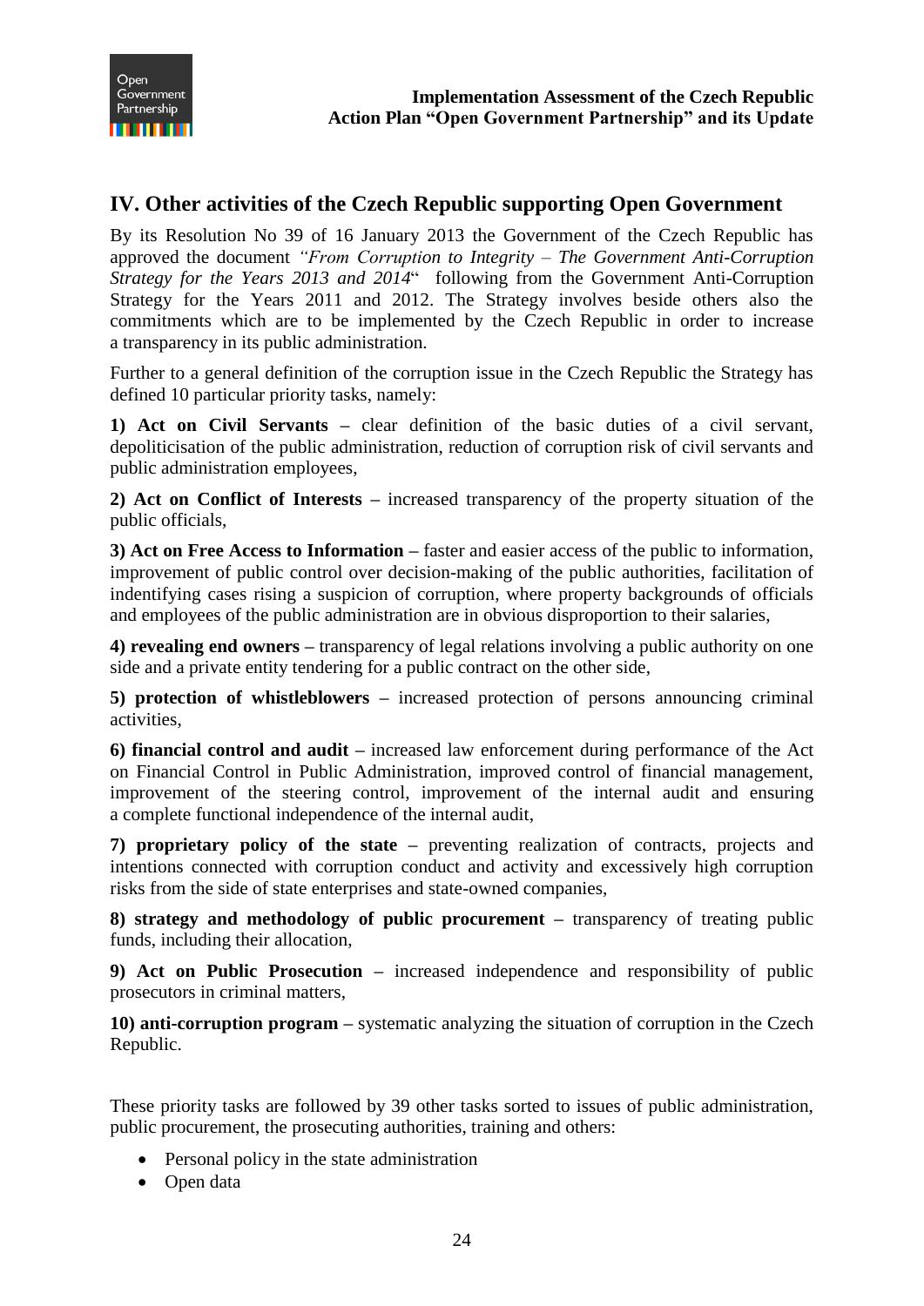## IV. Other activities of the Czech Republic supporting Open Government

By its Resolution No 39 of 16 January 2013 the Government of the Czech Republic has approved the document *"From Corruption to Integrity – The Government Anti-Corruption Strategy for the Years 2013 and 2014*" following from the Government Anti-Corruption Strategy for the Years 2011 and 2012. The Strategy involves beside others also the commitments which are to be implemented by the Czech Republic in order to increase a transparency in its public administration.

Further to a general definition of the corruption issue in the Czech Republic the Strategy has defined 10 particular priority tasks, namely:

**1) Act on Civil Servants –** clear definition of the basic duties of a civil servant, depoliticisation of the public administration, reduction of corruption risk of civil servants and public administration employees,

**2) Act on Conflict of Interests –** increased transparency of the property situation of the public officials,

**3) Act on Free Access to Information –** faster and easier access of the public to information, improvement of public control over decision-making of the public authorities, facilitation of indentifying cases rising a suspicion of corruption, where property backgrounds of officials and employees of the public administration are in obvious disproportion to their salaries,

**4) revealing end owners –** transparency of legal relations involving a public authority on one side and a private entity tendering for a public contract on the other side,

**5) protection of whistleblowers –** increased protection of persons announcing criminal activities,

**6) financial control and audit –** increased law enforcement during performance of the Act on Financial Control in Public Administration, improved control of financial management, improvement of the steering control, improvement of the internal audit and ensuring a complete functional independence of the internal audit,

**7) proprietary policy of the state –** preventing realization of contracts, projects and intentions connected with corruption conduct and activity and excessively high corruption risks from the side of state enterprises and state-owned companies,

**8) strategy and methodology of public procurement –** transparency of treating public funds, including their allocation,

**9) Act on Public Prosecution –** increased independence and responsibility of public prosecutors in criminal matters,

**10) anti-corruption program –** systematic analyzing the situation of corruption in the Czech Republic.

These priority tasks are followed by 39 other tasks sorted to issues of public administration, public procurement, the prosecuting authorities, training and others:

- Personal policy in the state administration
- Open data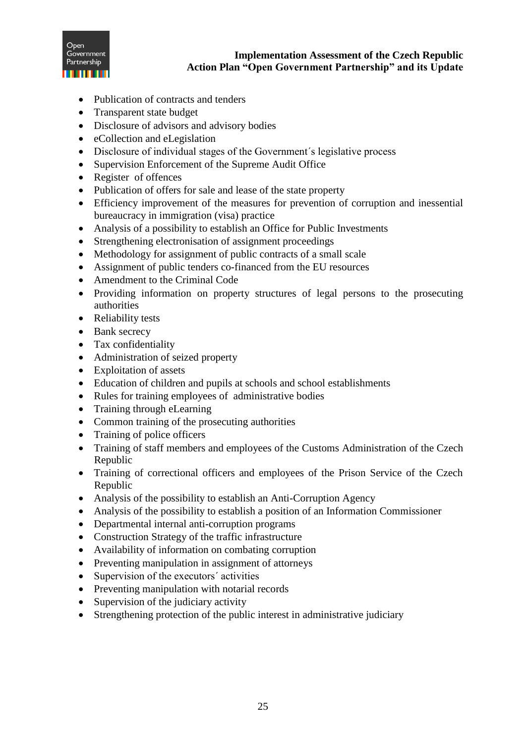- Publication of contracts and tenders
- Transparent state budget
- Disclosure of advisors and advisory bodies
- eCollection and eLegislation
- Disclosure of individual stages of the Government´s legislative process
- Supervision Enforcement of the Supreme Audit Office
- Register of offences
- Publication of offers for sale and lease of the state property
- Efficiency improvement of the measures for prevention of corruption and inessential bureaucracy in immigration (visa) practice
- Analysis of a possibility to establish an Office for Public Investments
- Strengthening electronisation of assignment proceedings
- Methodology for assignment of public contracts of a small scale
- Assignment of public tenders co-financed from the EU resources
- Amendment to the Criminal Code
- Providing information on property structures of legal persons to the prosecuting authorities
- Reliability tests
- Bank secrecy
- Tax confidentiality
- Administration of seized property
- Exploitation of assets
- Education of children and pupils at schools and school establishments
- Rules for training employees of administrative bodies
- Training through eLearning
- Common training of the prosecuting authorities
- Training of police officers
- Training of staff members and employees of the Customs Administration of the Czech Republic
- Training of correctional officers and employees of the Prison Service of the Czech Republic
- Analysis of the possibility to establish an Anti-Corruption Agency
- Analysis of the possibility to establish a position of an Information Commissioner
- Departmental internal anti-corruption programs
- Construction Strategy of the traffic infrastructure
- Availability of information on combating corruption
- Preventing manipulation in assignment of attorneys
- Supervision of the executors´ activities
- Preventing manipulation with notarial records
- Supervision of the judiciary activity
- Strengthening protection of the public interest in administrative judiciary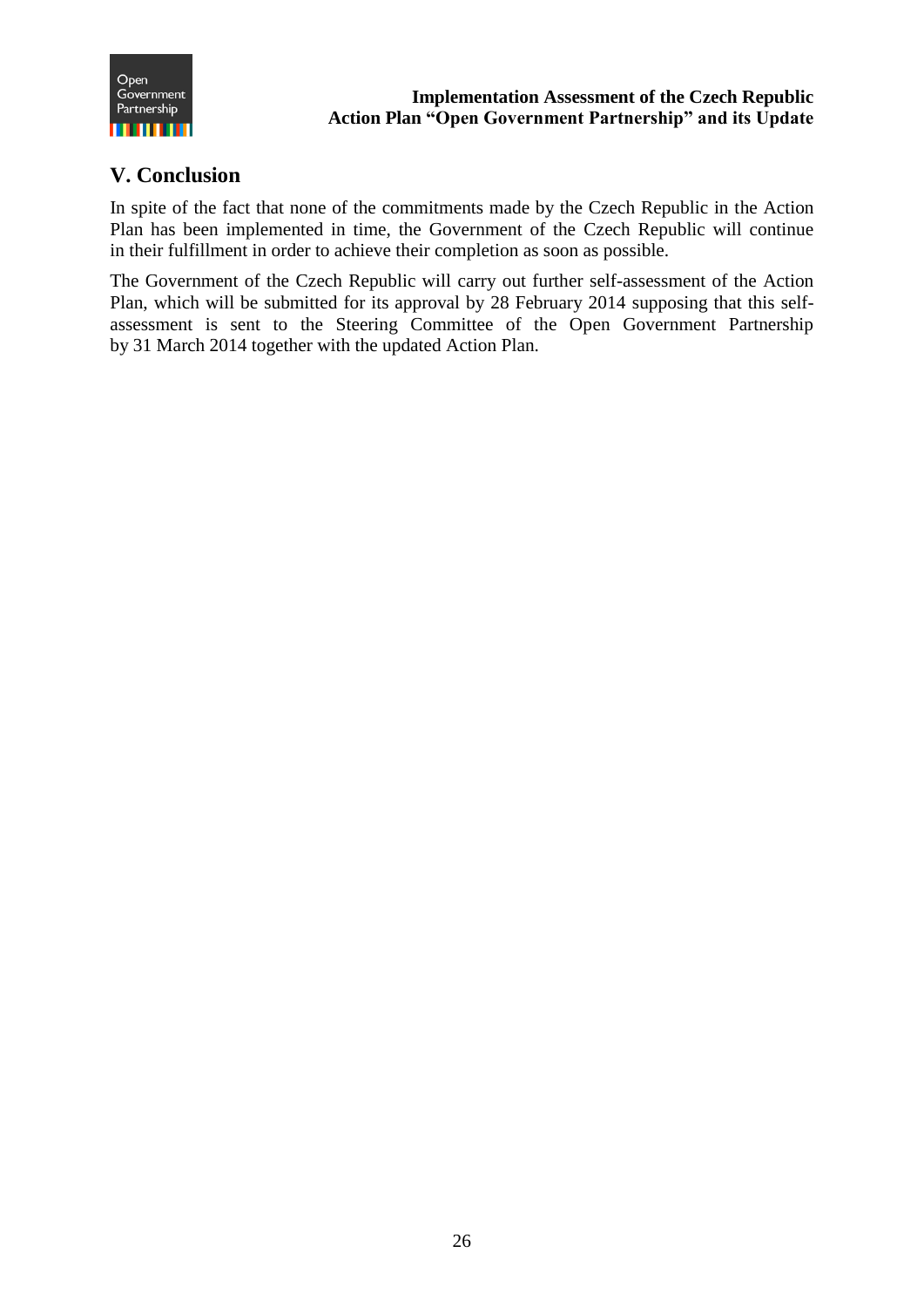## V. Conclusion

In spite of the fact that none of the commitments made by the Czech Republic in the Action Plan has been implemented in time, the Government of the Czech Republic will continue in their fulfillment in order to achieve their completion as soon as possible.

The Government of the Czech Republic will carry out further self-assessment of the Action Plan, which will be submitted for its approval by 28 February 2014 supposing that this self-assessment is sent to the Steering Committee of the Open Government Partnership by 31 March 2014 together with the updated Action Plan.